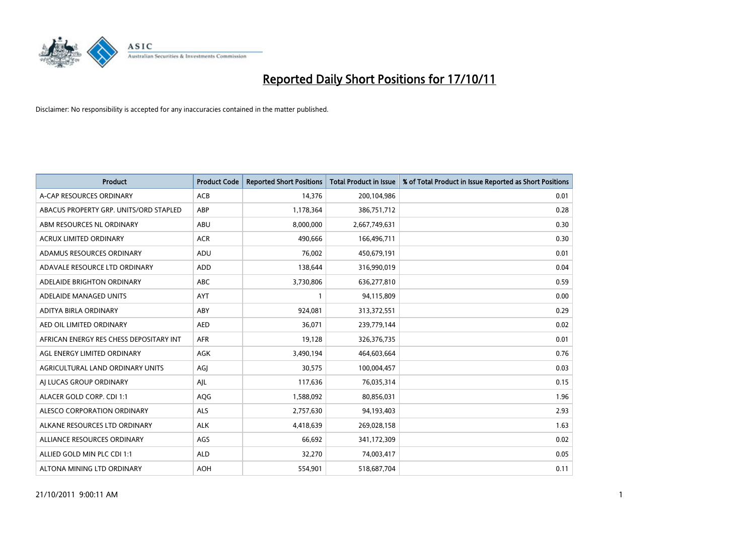# Reported Daily Short Positions for 17/10/11

Disclaimer: No responsibility is accepted for any inaccuracies contained in the matter published.

| Product | Product Code | Reported Short Positions | Total Product in Issue | % of Total Product in Issue Reported as Short Positions |
|---|---|---|---|---|
| A-CAP RESOURCES ORDINARY | ACB | 14,376 | 200,104,986 | 0.01 |
| ABACUS PROPERTY GRP. UNITS/ORD STAPLED | ABP | 1,178,364 | 386,751,712 | 0.28 |
| ABM RESOURCES NL ORDINARY | ABU | 8,000,000 | 2,667,749,631 | 0.30 |
| ACRUX LIMITED ORDINARY | ACR | 490,666 | 166,496,711 | 0.30 |
| ADAMUS RESOURCES ORDINARY | ADU | 76,002 | 450,679,191 | 0.01 |
| ADAVALE RESOURCE LTD ORDINARY | ADD | 138,644 | 316,990,019 | 0.04 |
| ADELAIDE BRIGHTON ORDINARY | ABC | 3,730,806 | 636,277,810 | 0.59 |
| ADELAIDE MANAGED UNITS | AYT | 1 | 94,115,809 | 0.00 |
| ADITYA BIRLA ORDINARY | ABY | 924,081 | 313,372,551 | 0.29 |
| AED OIL LIMITED ORDINARY | AED | 36,071 | 239,779,144 | 0.02 |
| AFRICAN ENERGY RES CHESS DEPOSITARY INT | AFR | 19,128 | 326,376,735 | 0.01 |
| AGL ENERGY LIMITED ORDINARY | AGK | 3,490,194 | 464,603,664 | 0.76 |
| AGRICULTURAL LAND ORDINARY UNITS | AGJ | 30,575 | 100,004,457 | 0.03 |
| AJ LUCAS GROUP ORDINARY | AJL | 117,636 | 76,035,314 | 0.15 |
| ALACER GOLD CORP. CDI 1:1 | AQG | 1,588,092 | 80,856,031 | 1.96 |
| ALESCO CORPORATION ORDINARY | ALS | 2,757,630 | 94,193,403 | 2.93 |
| ALKANE RESOURCES LTD ORDINARY | ALK | 4,418,639 | 269,028,158 | 1.63 |
| ALLIANCE RESOURCES ORDINARY | AGS | 66,692 | 341,172,309 | 0.02 |
| ALLIED GOLD MIN PLC CDI 1:1 | ALD | 32,270 | 74,003,417 | 0.05 |
| ALTONA MINING LTD ORDINARY | AOH | 554,901 | 518,687,704 | 0.11 |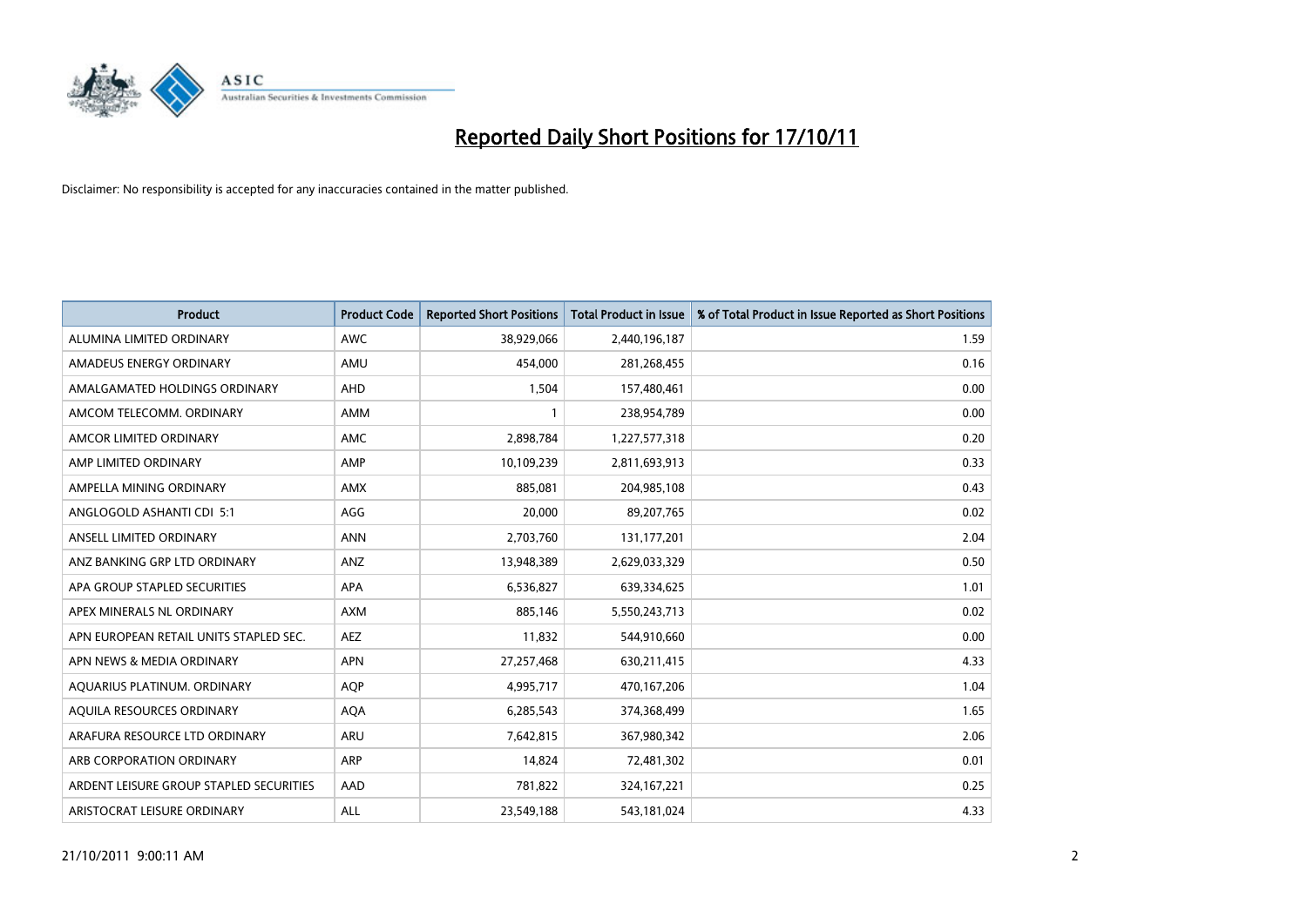# Reported Daily Short Positions for 17/10/11

Disclaimer: No responsibility is accepted for any inaccuracies contained in the matter published.

| Product | Product Code | Reported Short Positions | Total Product in Issue | % of Total Product in Issue Reported as Short Positions |
|---|---|---|---|---|
| ALUMINA LIMITED ORDINARY | AWC | 38,929,066 | 2,440,196,187 | 1.59 |
| AMADEUS ENERGY ORDINARY | AMU | 454,000 | 281,268,455 | 0.16 |
| AMALGAMATED HOLDINGS ORDINARY | AHD | 1,504 | 157,480,461 | 0.00 |
| AMCOM TELECOMM. ORDINARY | AMM | 1 | 238,954,789 | 0.00 |
| AMCOR LIMITED ORDINARY | AMC | 2,898,784 | 1,227,577,318 | 0.20 |
| AMP LIMITED ORDINARY | AMP | 10,109,239 | 2,811,693,913 | 0.33 |
| AMPELLA MINING ORDINARY | AMX | 885,081 | 204,985,108 | 0.43 |
| ANGLOGOLD ASHANTI CDI 5:1 | AGG | 20,000 | 89,207,765 | 0.02 |
| ANSELL LIMITED ORDINARY | ANN | 2,703,760 | 131,177,201 | 2.04 |
| ANZ BANKING GRP LTD ORDINARY | ANZ | 13,948,389 | 2,629,033,329 | 0.50 |
| APA GROUP STAPLED SECURITIES | APA | 6,536,827 | 639,334,625 | 1.01 |
| APEX MINERALS NL ORDINARY | AXM | 885,146 | 5,550,243,713 | 0.02 |
| APN EUROPEAN RETAIL UNITS STAPLED SEC. | AEZ | 11,832 | 544,910,660 | 0.00 |
| APN NEWS & MEDIA ORDINARY | APN | 27,257,468 | 630,211,415 | 4.33 |
| AQUARIUS PLATINUM. ORDINARY | AQP | 4,995,717 | 470,167,206 | 1.04 |
| AQUILA RESOURCES ORDINARY | AQA | 6,285,543 | 374,368,499 | 1.65 |
| ARAFURA RESOURCE LTD ORDINARY | ARU | 7,642,815 | 367,980,342 | 2.06 |
| ARB CORPORATION ORDINARY | ARP | 14,824 | 72,481,302 | 0.01 |
| ARDENT LEISURE GROUP STAPLED SECURITIES | AAD | 781,822 | 324,167,221 | 0.25 |
| ARISTOCRAT LEISURE ORDINARY | ALL | 23,549,188 | 543,181,024 | 4.33 |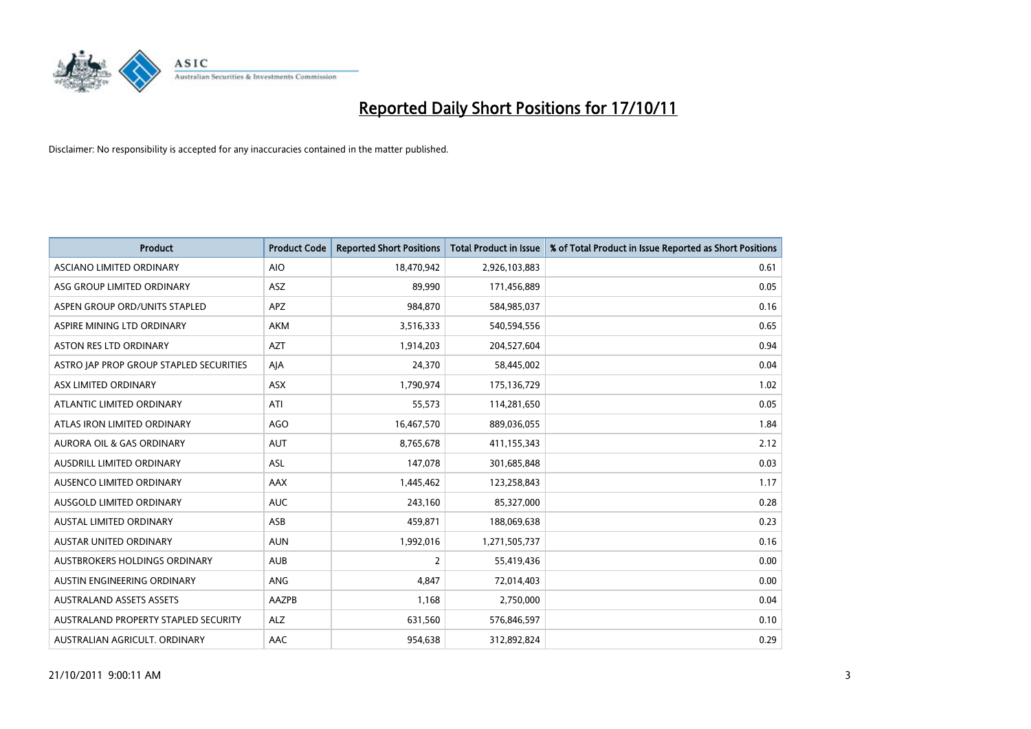# Reported Daily Short Positions for 17/10/11

Disclaimer: No responsibility is accepted for any inaccuracies contained in the matter published.

| Product | Product Code | Reported Short Positions | Total Product in Issue | % of Total Product in Issue Reported as Short Positions |
|---|---|---|---|---|
| ASCIANO LIMITED ORDINARY | AIO | 18,470,942 | 2,926,103,883 | 0.61 |
| ASG GROUP LIMITED ORDINARY | ASZ | 89,990 | 171,456,889 | 0.05 |
| ASPEN GROUP ORD/UNITS STAPLED | APZ | 984,870 | 584,985,037 | 0.16 |
| ASPIRE MINING LTD ORDINARY | AKM | 3,516,333 | 540,594,556 | 0.65 |
| ASTON RES LTD ORDINARY | AZT | 1,914,203 | 204,527,604 | 0.94 |
| ASTRO JAP PROP GROUP STAPLED SECURITIES | AJA | 24,370 | 58,445,002 | 0.04 |
| ASX LIMITED ORDINARY | ASX | 1,790,974 | 175,136,729 | 1.02 |
| ATLANTIC LIMITED ORDINARY | ATI | 55,573 | 114,281,650 | 0.05 |
| ATLAS IRON LIMITED ORDINARY | AGO | 16,467,570 | 889,036,055 | 1.84 |
| AURORA OIL & GAS ORDINARY | AUT | 8,765,678 | 411,155,343 | 2.12 |
| AUSDRILL LIMITED ORDINARY | ASL | 147,078 | 301,685,848 | 0.03 |
| AUSENCO LIMITED ORDINARY | AAX | 1,445,462 | 123,258,843 | 1.17 |
| AUSGOLD LIMITED ORDINARY | AUC | 243,160 | 85,327,000 | 0.28 |
| AUSTAL LIMITED ORDINARY | ASB | 459,871 | 188,069,638 | 0.23 |
| AUSTAR UNITED ORDINARY | AUN | 1,992,016 | 1,271,505,737 | 0.16 |
| AUSTBROKERS HOLDINGS ORDINARY | AUB | 2 | 55,419,436 | 0.00 |
| AUSTIN ENGINEERING ORDINARY | ANG | 4,847 | 72,014,403 | 0.00 |
| AUSTRALAND ASSETS ASSETS | AAZPB | 1,168 | 2,750,000 | 0.04 |
| AUSTRALAND PROPERTY STAPLED SECURITY | ALZ | 631,560 | 576,846,597 | 0.10 |
| AUSTRALIAN AGRICULT. ORDINARY | AAC | 954,638 | 312,892,824 | 0.29 |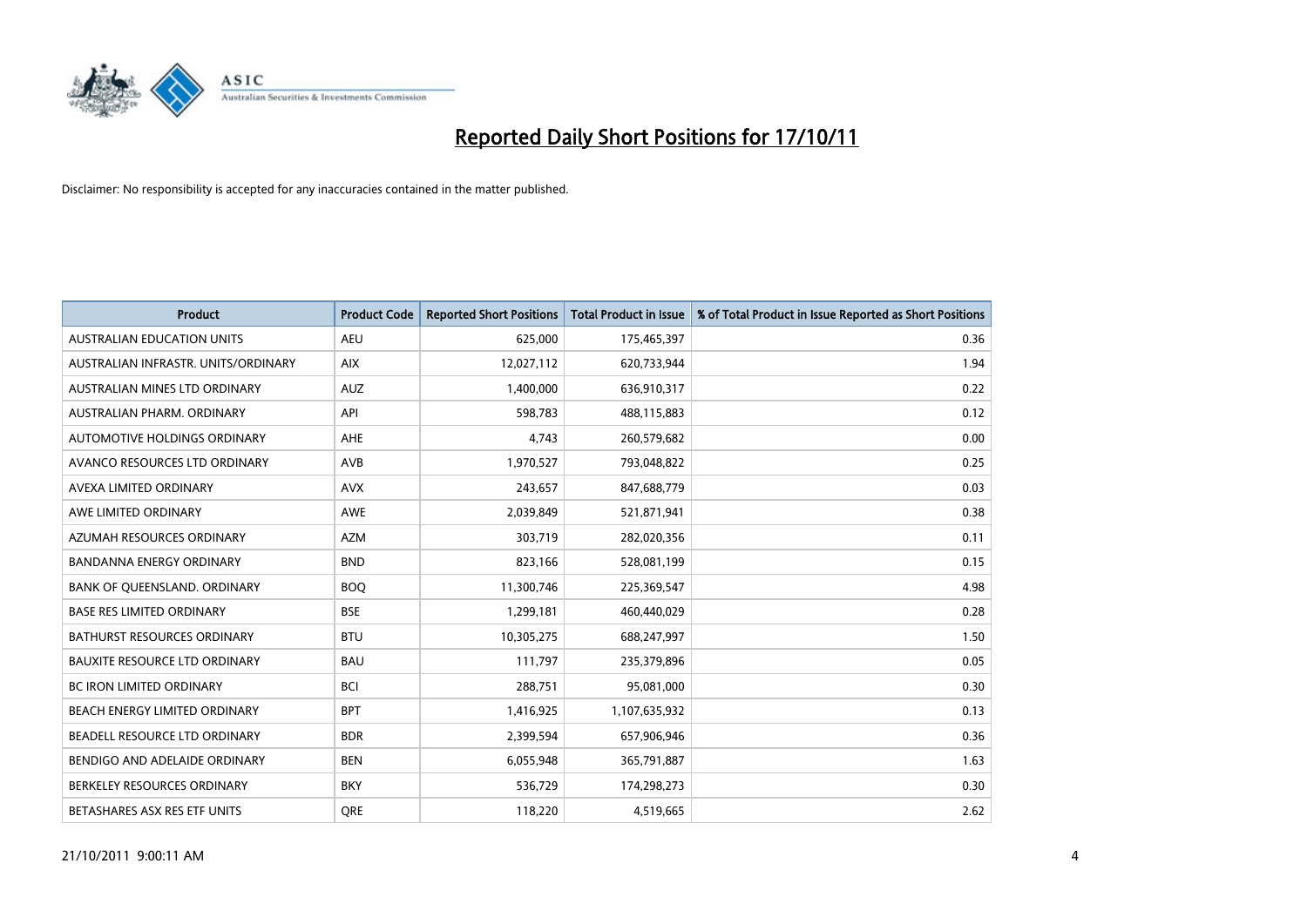# Reported Daily Short Positions for 17/10/11

Disclaimer: No responsibility is accepted for any inaccuracies contained in the matter published.

| Product | Product Code | Reported Short Positions | Total Product in Issue | % of Total Product in Issue Reported as Short Positions |
|---|---|---|---|---|
| AUSTRALIAN EDUCATION UNITS | AEU | 625,000 | 175,465,397 | 0.36 |
| AUSTRALIAN INFRASTR. UNITS/ORDINARY | AIX | 12,027,112 | 620,733,944 | 1.94 |
| AUSTRALIAN MINES LTD ORDINARY | AUZ | 1,400,000 | 636,910,317 | 0.22 |
| AUSTRALIAN PHARM. ORDINARY | API | 598,783 | 488,115,883 | 0.12 |
| AUTOMOTIVE HOLDINGS ORDINARY | AHE | 4,743 | 260,579,682 | 0.00 |
| AVANCO RESOURCES LTD ORDINARY | AVB | 1,970,527 | 793,048,822 | 0.25 |
| AVEXA LIMITED ORDINARY | AVX | 243,657 | 847,688,779 | 0.03 |
| AWE LIMITED ORDINARY | AWE | 2,039,849 | 521,871,941 | 0.38 |
| AZUMAH RESOURCES ORDINARY | AZM | 303,719 | 282,020,356 | 0.11 |
| BANDANNA ENERGY ORDINARY | BND | 823,166 | 528,081,199 | 0.15 |
| BANK OF QUEENSLAND. ORDINARY | BOQ | 11,300,746 | 225,369,547 | 4.98 |
| BASE RES LIMITED ORDINARY | BSE | 1,299,181 | 460,440,029 | 0.28 |
| BATHURST RESOURCES ORDINARY | BTU | 10,305,275 | 688,247,997 | 1.50 |
| BAUXITE RESOURCE LTD ORDINARY | BAU | 111,797 | 235,379,896 | 0.05 |
| BC IRON LIMITED ORDINARY | BCI | 288,751 | 95,081,000 | 0.30 |
| BEACH ENERGY LIMITED ORDINARY | BPT | 1,416,925 | 1,107,635,932 | 0.13 |
| BEADELL RESOURCE LTD ORDINARY | BDR | 2,399,594 | 657,906,946 | 0.36 |
| BENDIGO AND ADELAIDE ORDINARY | BEN | 6,055,948 | 365,791,887 | 1.63 |
| BERKELEY RESOURCES ORDINARY | BKY | 536,729 | 174,298,273 | 0.30 |
| BETASHARES ASX RES ETF UNITS | QRE | 118,220 | 4,519,665 | 2.62 |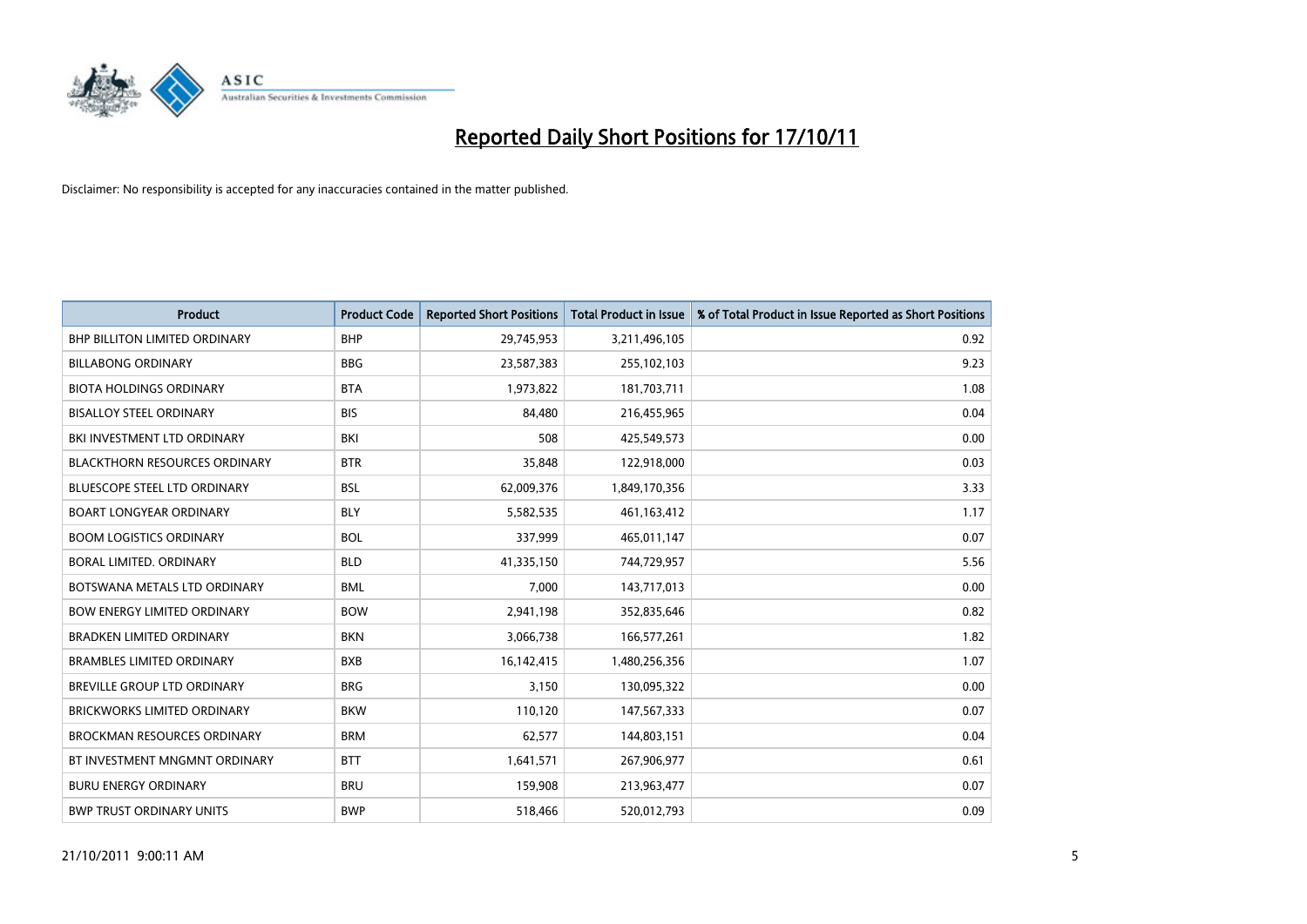# Reported Daily Short Positions for 17/10/11

Disclaimer: No responsibility is accepted for any inaccuracies contained in the matter published.

| Product | Product Code | Reported Short Positions | Total Product in Issue | % of Total Product in Issue Reported as Short Positions |
|---|---|---|---|---|
| BHP BILLITON LIMITED ORDINARY | BHP | 29,745,953 | 3,211,496,105 | 0.92 |
| BILLABONG ORDINARY | BBG | 23,587,383 | 255,102,103 | 9.23 |
| BIOTA HOLDINGS ORDINARY | BTA | 1,973,822 | 181,703,711 | 1.08 |
| BISALLOY STEEL ORDINARY | BIS | 84,480 | 216,455,965 | 0.04 |
| BKI INVESTMENT LTD ORDINARY | BKI | 508 | 425,549,573 | 0.00 |
| BLACKTHORN RESOURCES ORDINARY | BTR | 35,848 | 122,918,000 | 0.03 |
| BLUESCOPE STEEL LTD ORDINARY | BSL | 62,009,376 | 1,849,170,356 | 3.33 |
| BOART LONGYEAR ORDINARY | BLY | 5,582,535 | 461,163,412 | 1.17 |
| BOOM LOGISTICS ORDINARY | BOL | 337,999 | 465,011,147 | 0.07 |
| BORAL LIMITED. ORDINARY | BLD | 41,335,150 | 744,729,957 | 5.56 |
| BOTSWANA METALS LTD ORDINARY | BML | 7,000 | 143,717,013 | 0.00 |
| BOW ENERGY LIMITED ORDINARY | BOW | 2,941,198 | 352,835,646 | 0.82 |
| BRADKEN LIMITED ORDINARY | BKN | 3,066,738 | 166,577,261 | 1.82 |
| BRAMBLES LIMITED ORDINARY | BXB | 16,142,415 | 1,480,256,356 | 1.07 |
| BREVILLE GROUP LTD ORDINARY | BRG | 3,150 | 130,095,322 | 0.00 |
| BRICKWORKS LIMITED ORDINARY | BKW | 110,120 | 147,567,333 | 0.07 |
| BROCKMAN RESOURCES ORDINARY | BRM | 62,577 | 144,803,151 | 0.04 |
| BT INVESTMENT MNGMNT ORDINARY | BTT | 1,641,571 | 267,906,977 | 0.61 |
| BURU ENERGY ORDINARY | BRU | 159,908 | 213,963,477 | 0.07 |
| BWP TRUST ORDINARY UNITS | BWP | 518,466 | 520,012,793 | 0.09 |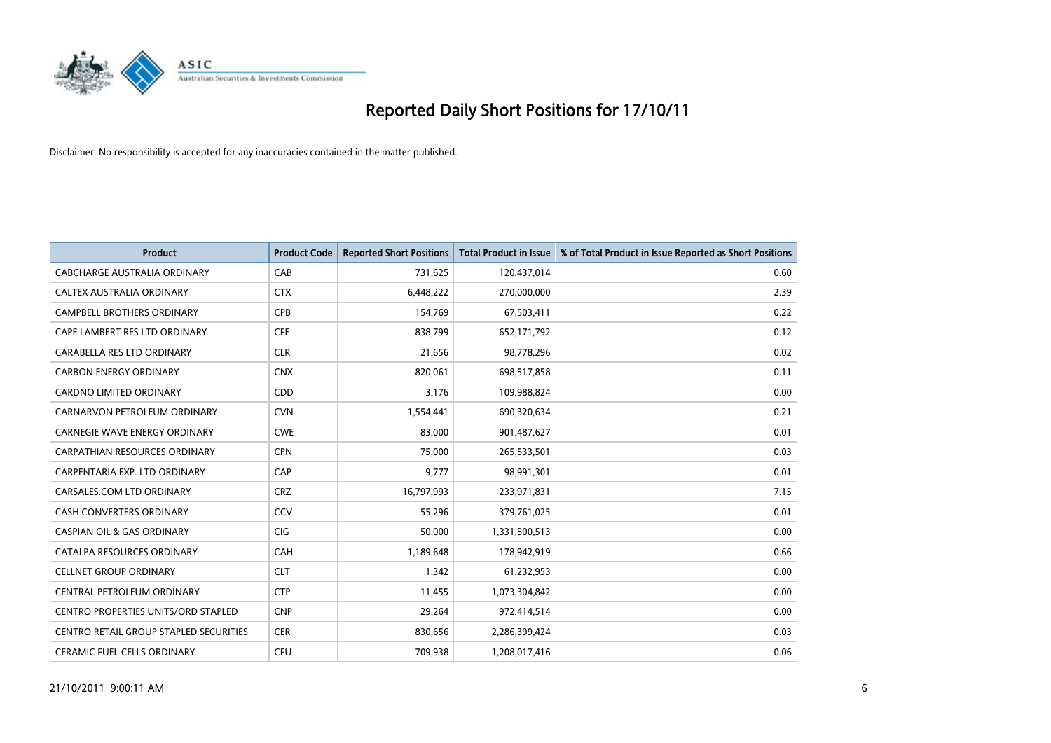# Reported Daily Short Positions for 17/10/11

Disclaimer: No responsibility is accepted for any inaccuracies contained in the matter published.

| Product | Product Code | Reported Short Positions | Total Product in Issue | % of Total Product in Issue Reported as Short Positions |
|---|---|---|---|---|
| CABCHARGE AUSTRALIA ORDINARY | CAB | 731,625 | 120,437,014 | 0.60 |
| CALTEX AUSTRALIA ORDINARY | CTX | 6,448,222 | 270,000,000 | 2.39 |
| CAMPBELL BROTHERS ORDINARY | CPB | 154,769 | 67,503,411 | 0.22 |
| CAPE LAMBERT RES LTD ORDINARY | CFE | 838,799 | 652,171,792 | 0.12 |
| CARABELLA RES LTD ORDINARY | CLR | 21,656 | 98,778,296 | 0.02 |
| CARBON ENERGY ORDINARY | CNX | 820,061 | 698,517,858 | 0.11 |
| CARDNO LIMITED ORDINARY | CDD | 3,176 | 109,988,824 | 0.00 |
| CARNARVON PETROLEUM ORDINARY | CVN | 1,554,441 | 690,320,634 | 0.21 |
| CARNEGIE WAVE ENERGY ORDINARY | CWE | 83,000 | 901,487,627 | 0.01 |
| CARPATHIAN RESOURCES ORDINARY | CPN | 75,000 | 265,533,501 | 0.03 |
| CARPENTARIA EXP. LTD ORDINARY | CAP | 9,777 | 98,991,301 | 0.01 |
| CARSALES.COM LTD ORDINARY | CRZ | 16,797,993 | 233,971,831 | 7.15 |
| CASH CONVERTERS ORDINARY | CCV | 55,296 | 379,761,025 | 0.01 |
| CASPIAN OIL & GAS ORDINARY | CIG | 50,000 | 1,331,500,513 | 0.00 |
| CATALPA RESOURCES ORDINARY | CAH | 1,189,648 | 178,942,919 | 0.66 |
| CELLNET GROUP ORDINARY | CLT | 1,342 | 61,232,953 | 0.00 |
| CENTRAL PETROLEUM ORDINARY | CTP | 11,455 | 1,073,304,842 | 0.00 |
| CENTRO PROPERTIES UNITS/ORD STAPLED | CNP | 29,264 | 972,414,514 | 0.00 |
| CENTRO RETAIL GROUP STAPLED SECURITIES | CER | 830,656 | 2,286,399,424 | 0.03 |
| CERAMIC FUEL CELLS ORDINARY | CFU | 709,938 | 1,208,017,416 | 0.06 |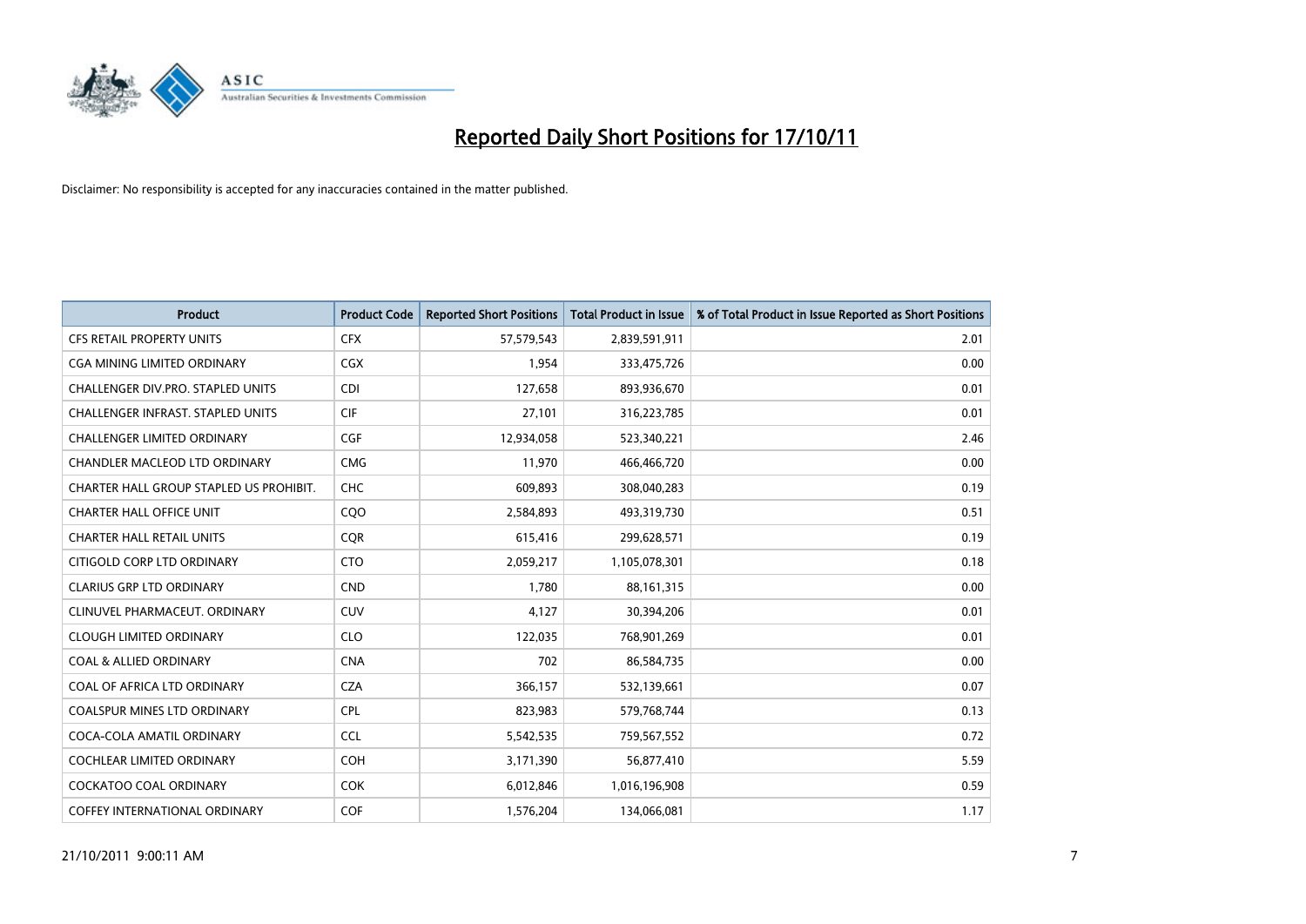# Reported Daily Short Positions for 17/10/11

Disclaimer: No responsibility is accepted for any inaccuracies contained in the matter published.

| Product | Product Code | Reported Short Positions | Total Product in Issue | % of Total Product in Issue Reported as Short Positions |
|---|---|---|---|---|
| CFS RETAIL PROPERTY UNITS | CFX | 57,579,543 | 2,839,591,911 | 2.01 |
| CGA MINING LIMITED ORDINARY | CGX | 1,954 | 333,475,726 | 0.00 |
| CHALLENGER DIV.PRO. STAPLED UNITS | CDI | 127,658 | 893,936,670 | 0.01 |
| CHALLENGER INFRAST. STAPLED UNITS | CIF | 27,101 | 316,223,785 | 0.01 |
| CHALLENGER LIMITED ORDINARY | CGF | 12,934,058 | 523,340,221 | 2.46 |
| CHANDLER MACLEOD LTD ORDINARY | CMG | 11,970 | 466,466,720 | 0.00 |
| CHARTER HALL GROUP STAPLED US PROHIBIT. | CHC | 609,893 | 308,040,283 | 0.19 |
| CHARTER HALL OFFICE UNIT | CQO | 2,584,893 | 493,319,730 | 0.51 |
| CHARTER HALL RETAIL UNITS | CQR | 615,416 | 299,628,571 | 0.19 |
| CITIGOLD CORP LTD ORDINARY | CTO | 2,059,217 | 1,105,078,301 | 0.18 |
| CLARIUS GRP LTD ORDINARY | CND | 1,780 | 88,161,315 | 0.00 |
| CLINUVEL PHARMACEUT. ORDINARY | CUV | 4,127 | 30,394,206 | 0.01 |
| CLOUGH LIMITED ORDINARY | CLO | 122,035 | 768,901,269 | 0.01 |
| COAL & ALLIED ORDINARY | CNA | 702 | 86,584,735 | 0.00 |
| COAL OF AFRICA LTD ORDINARY | CZA | 366,157 | 532,139,661 | 0.07 |
| COALSPUR MINES LTD ORDINARY | CPL | 823,983 | 579,768,744 | 0.13 |
| COCA-COLA AMATIL ORDINARY | CCL | 5,542,535 | 759,567,552 | 0.72 |
| COCHLEAR LIMITED ORDINARY | COH | 3,171,390 | 56,877,410 | 5.59 |
| COCKATOO COAL ORDINARY | COK | 6,012,846 | 1,016,196,908 | 0.59 |
| COFFEY INTERNATIONAL ORDINARY | COF | 1,576,204 | 134,066,081 | 1.17 |

21/10/2011 9:00:11 AM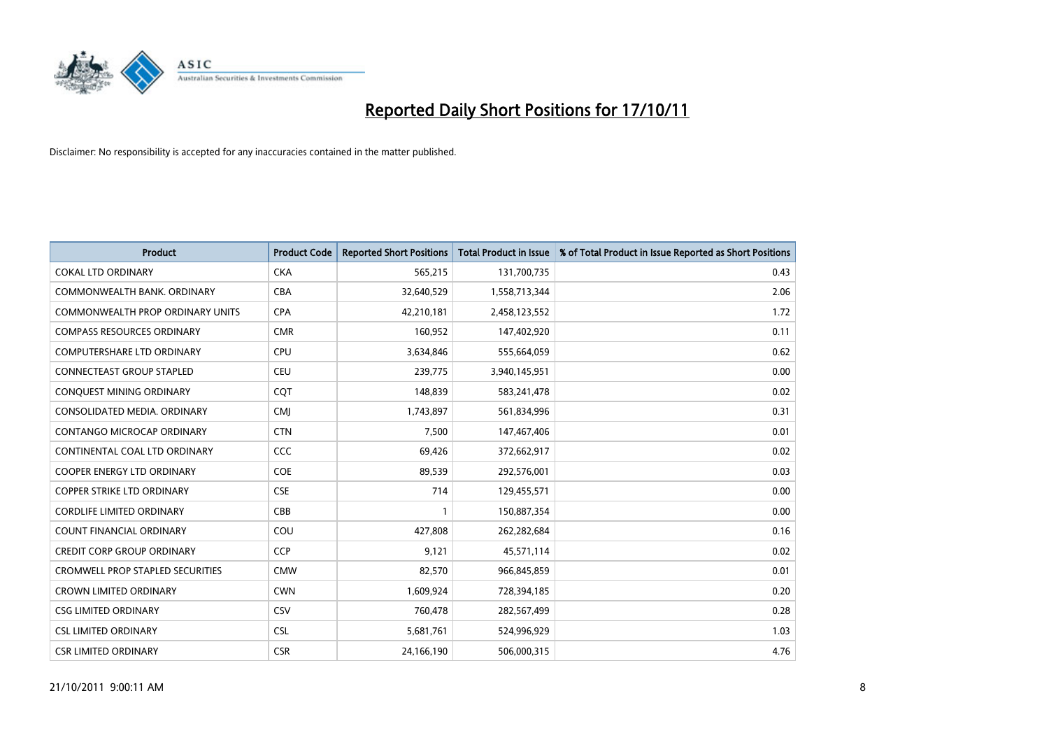# Reported Daily Short Positions for 17/10/11

Disclaimer: No responsibility is accepted for any inaccuracies contained in the matter published.

| Product | Product Code | Reported Short Positions | Total Product in Issue | % of Total Product in Issue Reported as Short Positions |
|---|---|---|---|---|
| COKAL LTD ORDINARY | CKA | 565,215 | 131,700,735 | 0.43 |
| COMMONWEALTH BANK. ORDINARY | CBA | 32,640,529 | 1,558,713,344 | 2.06 |
| COMMONWEALTH PROP ORDINARY UNITS | CPA | 42,210,181 | 2,458,123,552 | 1.72 |
| COMPASS RESOURCES ORDINARY | CMR | 160,952 | 147,402,920 | 0.11 |
| COMPUTERSHARE LTD ORDINARY | CPU | 3,634,846 | 555,664,059 | 0.62 |
| CONNECTEAST GROUP STAPLED | CEU | 239,775 | 3,940,145,951 | 0.00 |
| CONQUEST MINING ORDINARY | CQT | 148,839 | 583,241,478 | 0.02 |
| CONSOLIDATED MEDIA. ORDINARY | CMJ | 1,743,897 | 561,834,996 | 0.31 |
| CONTANGO MICROCAP ORDINARY | CTN | 7,500 | 147,467,406 | 0.01 |
| CONTINENTAL COAL LTD ORDINARY | CCC | 69,426 | 372,662,917 | 0.02 |
| COOPER ENERGY LTD ORDINARY | COE | 89,539 | 292,576,001 | 0.03 |
| COPPER STRIKE LTD ORDINARY | CSE | 714 | 129,455,571 | 0.00 |
| CORDLIFE LIMITED ORDINARY | CBB | 1 | 150,887,354 | 0.00 |
| COUNT FINANCIAL ORDINARY | COU | 427,808 | 262,282,684 | 0.16 |
| CREDIT CORP GROUP ORDINARY | CCP | 9,121 | 45,571,114 | 0.02 |
| CROMWELL PROP STAPLED SECURITIES | CMW | 82,570 | 966,845,859 | 0.01 |
| CROWN LIMITED ORDINARY | CWN | 1,609,924 | 728,394,185 | 0.20 |
| CSG LIMITED ORDINARY | CSV | 760,478 | 282,567,499 | 0.28 |
| CSL LIMITED ORDINARY | CSL | 5,681,761 | 524,996,929 | 1.03 |
| CSR LIMITED ORDINARY | CSR | 24,166,190 | 506,000,315 | 4.76 |

21/10/2011 9:00:11 AM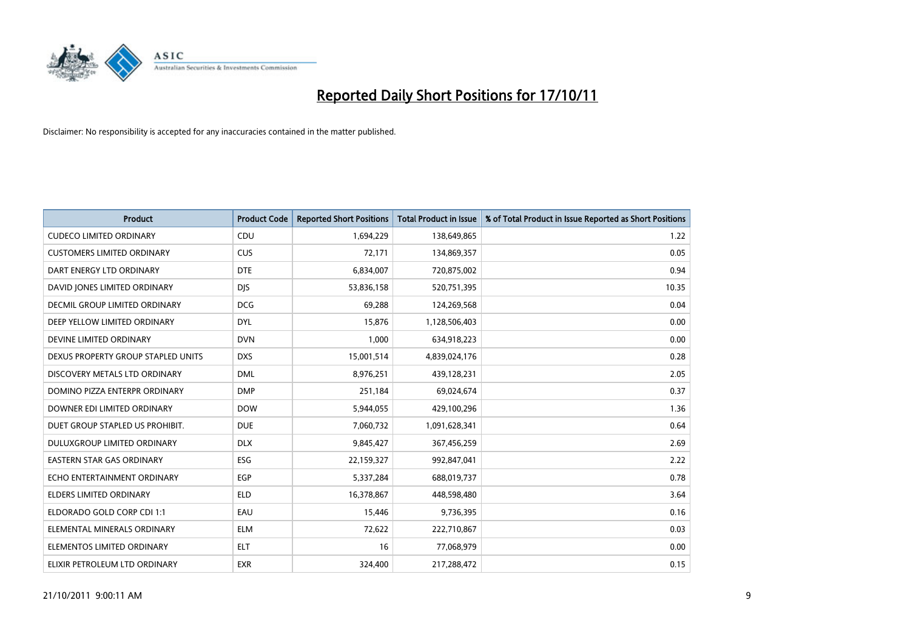# Reported Daily Short Positions for 17/10/11

Disclaimer: No responsibility is accepted for any inaccuracies contained in the matter published.

| Product | Product Code | Reported Short Positions | Total Product in Issue | % of Total Product in Issue Reported as Short Positions |
|---|---|---|---|---|
| CUDECO LIMITED ORDINARY | CDU | 1,694,229 | 138,649,865 | 1.22 |
| CUSTOMERS LIMITED ORDINARY | CUS | 72,171 | 134,869,357 | 0.05 |
| DART ENERGY LTD ORDINARY | DTE | 6,834,007 | 720,875,002 | 0.94 |
| DAVID JONES LIMITED ORDINARY | DJS | 53,836,158 | 520,751,395 | 10.35 |
| DECMIL GROUP LIMITED ORDINARY | DCG | 69,288 | 124,269,568 | 0.04 |
| DEEP YELLOW LIMITED ORDINARY | DYL | 15,876 | 1,128,506,403 | 0.00 |
| DEVINE LIMITED ORDINARY | DVN | 1,000 | 634,918,223 | 0.00 |
| DEXUS PROPERTY GROUP STAPLED UNITS | DXS | 15,001,514 | 4,839,024,176 | 0.28 |
| DISCOVERY METALS LTD ORDINARY | DML | 8,976,251 | 439,128,231 | 2.05 |
| DOMINO PIZZA ENTERPR ORDINARY | DMP | 251,184 | 69,024,674 | 0.37 |
| DOWNER EDI LIMITED ORDINARY | DOW | 5,944,055 | 429,100,296 | 1.36 |
| DUET GROUP STAPLED US PROHIBIT. | DUE | 7,060,732 | 1,091,628,341 | 0.64 |
| DULUXGROUP LIMITED ORDINARY | DLX | 9,845,427 | 367,456,259 | 2.69 |
| EASTERN STAR GAS ORDINARY | ESG | 22,159,327 | 992,847,041 | 2.22 |
| ECHO ENTERTAINMENT ORDINARY | EGP | 5,337,284 | 688,019,737 | 0.78 |
| ELDERS LIMITED ORDINARY | ELD | 16,378,867 | 448,598,480 | 3.64 |
| ELDORADO GOLD CORP CDI 1:1 | EAU | 15,446 | 9,736,395 | 0.16 |
| ELEMENTAL MINERALS ORDINARY | ELM | 72,622 | 222,710,867 | 0.03 |
| ELEMENTOS LIMITED ORDINARY | ELT | 16 | 77,068,979 | 0.00 |
| ELIXIR PETROLEUM LTD ORDINARY | EXR | 324,400 | 217,288,472 | 0.15 |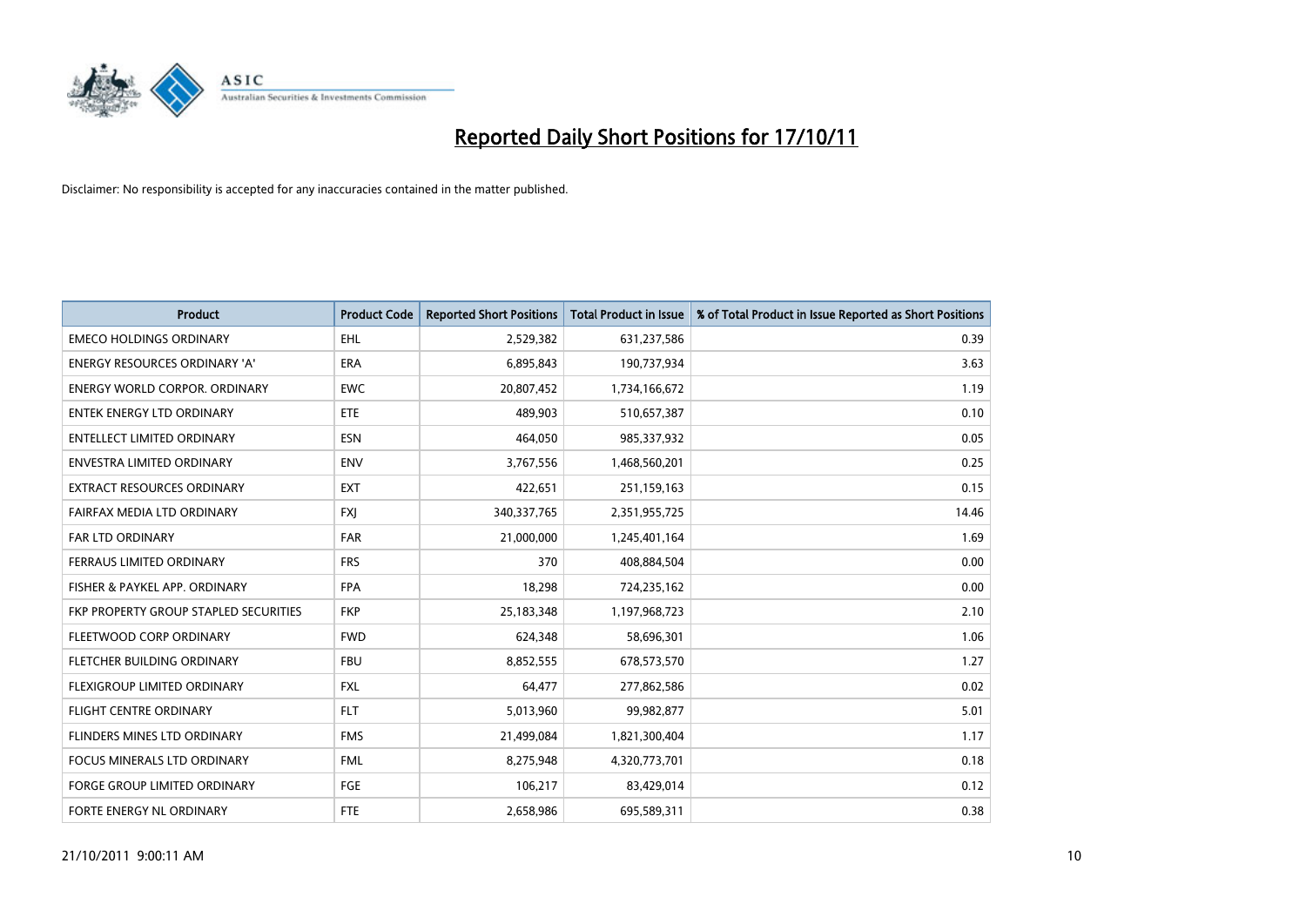# Reported Daily Short Positions for 17/10/11

Disclaimer: No responsibility is accepted for any inaccuracies contained in the matter published.

| Product | Product Code | Reported Short Positions | Total Product in Issue | % of Total Product in Issue Reported as Short Positions |
|---|---|---|---|---|
| EMECO HOLDINGS ORDINARY | EHL | 2,529,382 | 631,237,586 | 0.39 |
| ENERGY RESOURCES ORDINARY 'A' | ERA | 6,895,843 | 190,737,934 | 3.63 |
| ENERGY WORLD CORPOR. ORDINARY | EWC | 20,807,452 | 1,734,166,672 | 1.19 |
| ENTEK ENERGY LTD ORDINARY | ETE | 489,903 | 510,657,387 | 0.10 |
| ENTELLECT LIMITED ORDINARY | ESN | 464,050 | 985,337,932 | 0.05 |
| ENVESTRA LIMITED ORDINARY | ENV | 3,767,556 | 1,468,560,201 | 0.25 |
| EXTRACT RESOURCES ORDINARY | EXT | 422,651 | 251,159,163 | 0.15 |
| FAIRFAX MEDIA LTD ORDINARY | FXJ | 340,337,765 | 2,351,955,725 | 14.46 |
| FAR LTD ORDINARY | FAR | 21,000,000 | 1,245,401,164 | 1.69 |
| FERRAUS LIMITED ORDINARY | FRS | 370 | 408,884,504 | 0.00 |
| FISHER & PAYKEL APP. ORDINARY | FPA | 18,298 | 724,235,162 | 0.00 |
| FKP PROPERTY GROUP STAPLED SECURITIES | FKP | 25,183,348 | 1,197,968,723 | 2.10 |
| FLEETWOOD CORP ORDINARY | FWD | 624,348 | 58,696,301 | 1.06 |
| FLETCHER BUILDING ORDINARY | FBU | 8,852,555 | 678,573,570 | 1.27 |
| FLEXIGROUP LIMITED ORDINARY | FXL | 64,477 | 277,862,586 | 0.02 |
| FLIGHT CENTRE ORDINARY | FLT | 5,013,960 | 99,982,877 | 5.01 |
| FLINDERS MINES LTD ORDINARY | FMS | 21,499,084 | 1,821,300,404 | 1.17 |
| FOCUS MINERALS LTD ORDINARY | FML | 8,275,948 | 4,320,773,701 | 0.18 |
| FORGE GROUP LIMITED ORDINARY | FGE | 106,217 | 83,429,014 | 0.12 |
| FORTE ENERGY NL ORDINARY | FTE | 2,658,986 | 695,589,311 | 0.38 |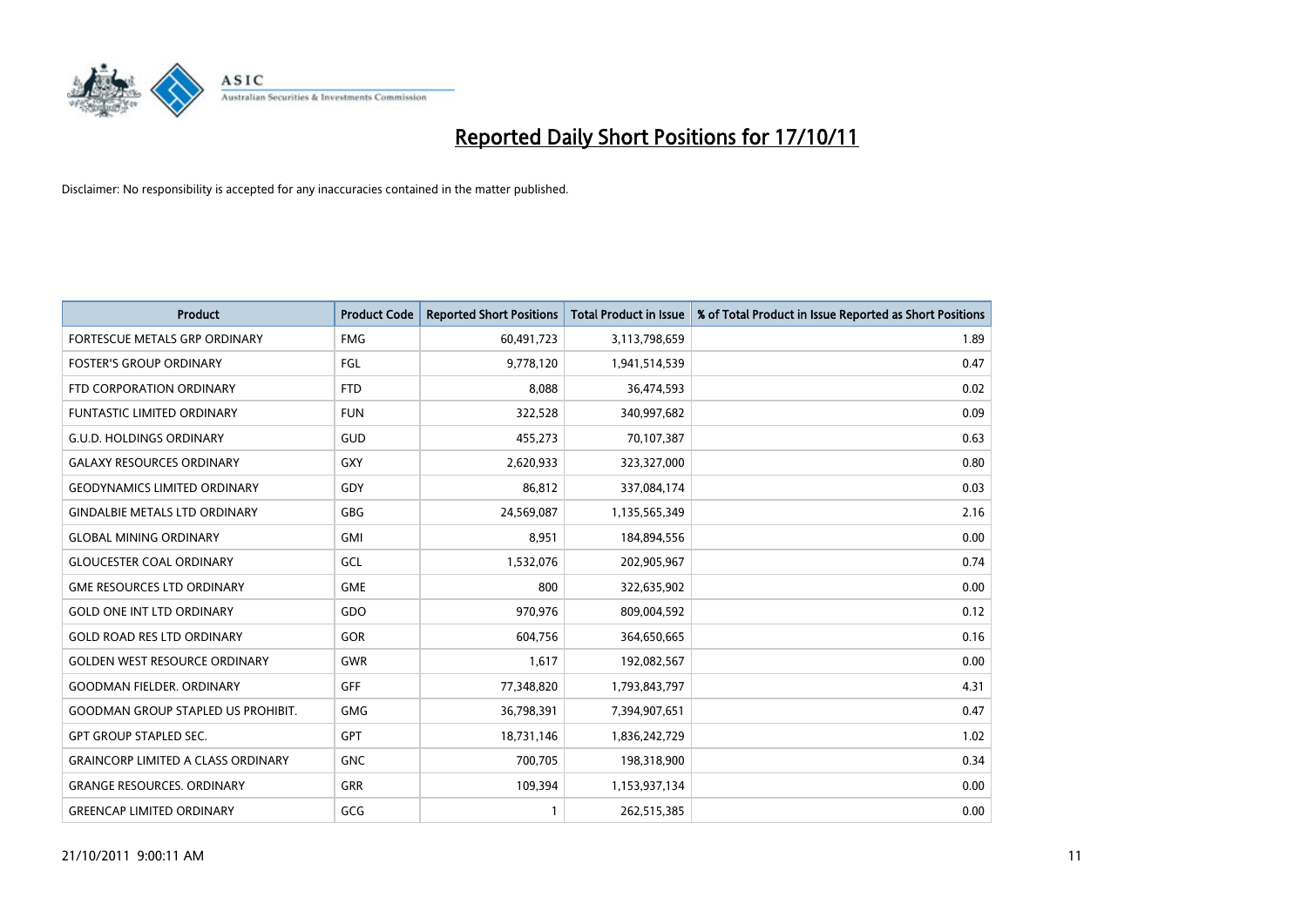# Reported Daily Short Positions for 17/10/11

Disclaimer: No responsibility is accepted for any inaccuracies contained in the matter published.

| Product | Product Code | Reported Short Positions | Total Product in Issue | % of Total Product in Issue Reported as Short Positions |
|---|---|---|---|---|
| FORTESCUE METALS GRP ORDINARY | FMG | 60,491,723 | 3,113,798,659 | 1.89 |
| FOSTER'S GROUP ORDINARY | FGL | 9,778,120 | 1,941,514,539 | 0.47 |
| FTD CORPORATION ORDINARY | FTD | 8,088 | 36,474,593 | 0.02 |
| FUNTASTIC LIMITED ORDINARY | FUN | 322,528 | 340,997,682 | 0.09 |
| G.U.D. HOLDINGS ORDINARY | GUD | 455,273 | 70,107,387 | 0.63 |
| GALAXY RESOURCES ORDINARY | GXY | 2,620,933 | 323,327,000 | 0.80 |
| GEODYNAMICS LIMITED ORDINARY | GDY | 86,812 | 337,084,174 | 0.03 |
| GINDALBIE METALS LTD ORDINARY | GBG | 24,569,087 | 1,135,565,349 | 2.16 |
| GLOBAL MINING ORDINARY | GMI | 8,951 | 184,894,556 | 0.00 |
| GLOUCESTER COAL ORDINARY | GCL | 1,532,076 | 202,905,967 | 0.74 |
| GME RESOURCES LTD ORDINARY | GME | 800 | 322,635,902 | 0.00 |
| GOLD ONE INT LTD ORDINARY | GDO | 970,976 | 809,004,592 | 0.12 |
| GOLD ROAD RES LTD ORDINARY | GOR | 604,756 | 364,650,665 | 0.16 |
| GOLDEN WEST RESOURCE ORDINARY | GWR | 1,617 | 192,082,567 | 0.00 |
| GOODMAN FIELDER. ORDINARY | GFF | 77,348,820 | 1,793,843,797 | 4.31 |
| GOODMAN GROUP STAPLED US PROHIBIT. | GMG | 36,798,391 | 7,394,907,651 | 0.47 |
| GPT GROUP STAPLED SEC. | GPT | 18,731,146 | 1,836,242,729 | 1.02 |
| GRAINCORP LIMITED A CLASS ORDINARY | GNC | 700,705 | 198,318,900 | 0.34 |
| GRANGE RESOURCES. ORDINARY | GRR | 109,394 | 1,153,937,134 | 0.00 |
| GREENCAP LIMITED ORDINARY | GCG | 1 | 262,515,385 | 0.00 |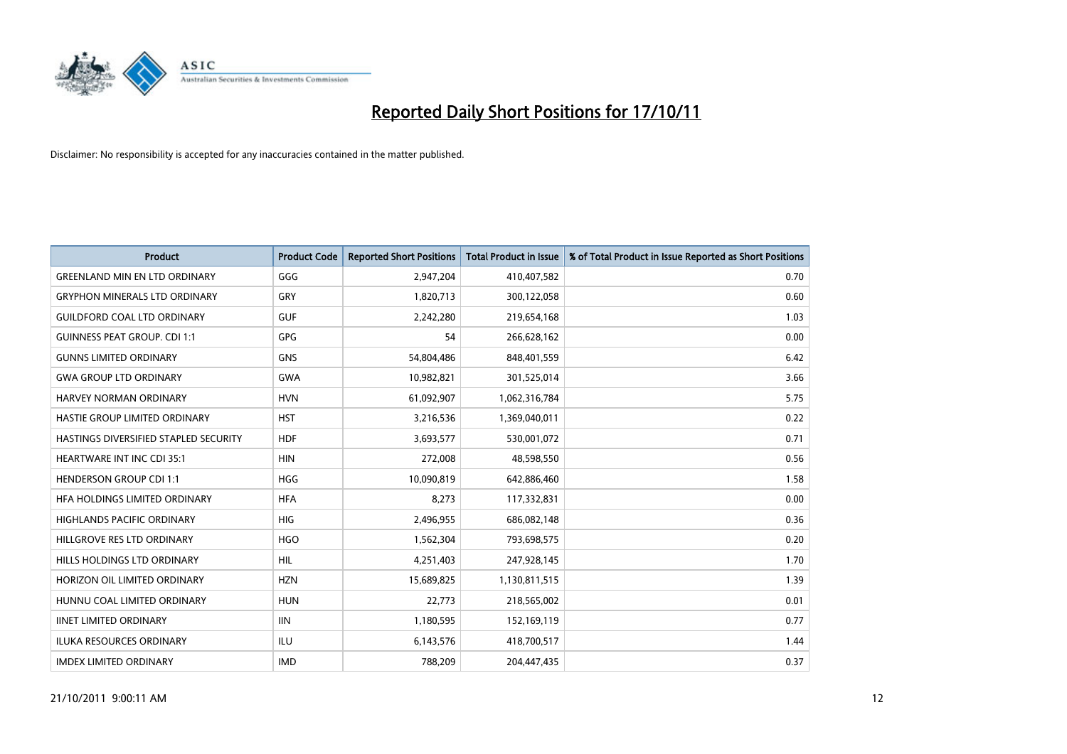# Reported Daily Short Positions for 17/10/11

Disclaimer: No responsibility is accepted for any inaccuracies contained in the matter published.

| Product | Product Code | Reported Short Positions | Total Product in Issue | % of Total Product in Issue Reported as Short Positions |
|---|---|---|---|---|
| GREENLAND MIN EN LTD ORDINARY | GGG | 2,947,204 | 410,407,582 | 0.70 |
| GRYPHON MINERALS LTD ORDINARY | GRY | 1,820,713 | 300,122,058 | 0.60 |
| GUILDFORD COAL LTD ORDINARY | GUF | 2,242,280 | 219,654,168 | 1.03 |
| GUINNESS PEAT GROUP. CDI 1:1 | GPG | 54 | 266,628,162 | 0.00 |
| GUNNS LIMITED ORDINARY | GNS | 54,804,486 | 848,401,559 | 6.42 |
| GWA GROUP LTD ORDINARY | GWA | 10,982,821 | 301,525,014 | 3.66 |
| HARVEY NORMAN ORDINARY | HVN | 61,092,907 | 1,062,316,784 | 5.75 |
| HASTIE GROUP LIMITED ORDINARY | HST | 3,216,536 | 1,369,040,011 | 0.22 |
| HASTINGS DIVERSIFIED STAPLED SECURITY | HDF | 3,693,577 | 530,001,072 | 0.71 |
| HEARTWARE INT INC CDI 35:1 | HIN | 272,008 | 48,598,550 | 0.56 |
| HENDERSON GROUP CDI 1:1 | HGG | 10,090,819 | 642,886,460 | 1.58 |
| HFA HOLDINGS LIMITED ORDINARY | HFA | 8,273 | 117,332,831 | 0.00 |
| HIGHLANDS PACIFIC ORDINARY | HIG | 2,496,955 | 686,082,148 | 0.36 |
| HILLGROVE RES LTD ORDINARY | HGO | 1,562,304 | 793,698,575 | 0.20 |
| HILLS HOLDINGS LTD ORDINARY | HIL | 4,251,403 | 247,928,145 | 1.70 |
| HORIZON OIL LIMITED ORDINARY | HZN | 15,689,825 | 1,130,811,515 | 1.39 |
| HUNNU COAL LIMITED ORDINARY | HUN | 22,773 | 218,565,002 | 0.01 |
| IINET LIMITED ORDINARY | IIN | 1,180,595 | 152,169,119 | 0.77 |
| ILUKA RESOURCES ORDINARY | ILU | 6,143,576 | 418,700,517 | 1.44 |
| IMDEX LIMITED ORDINARY | IMD | 788,209 | 204,447,435 | 0.37 |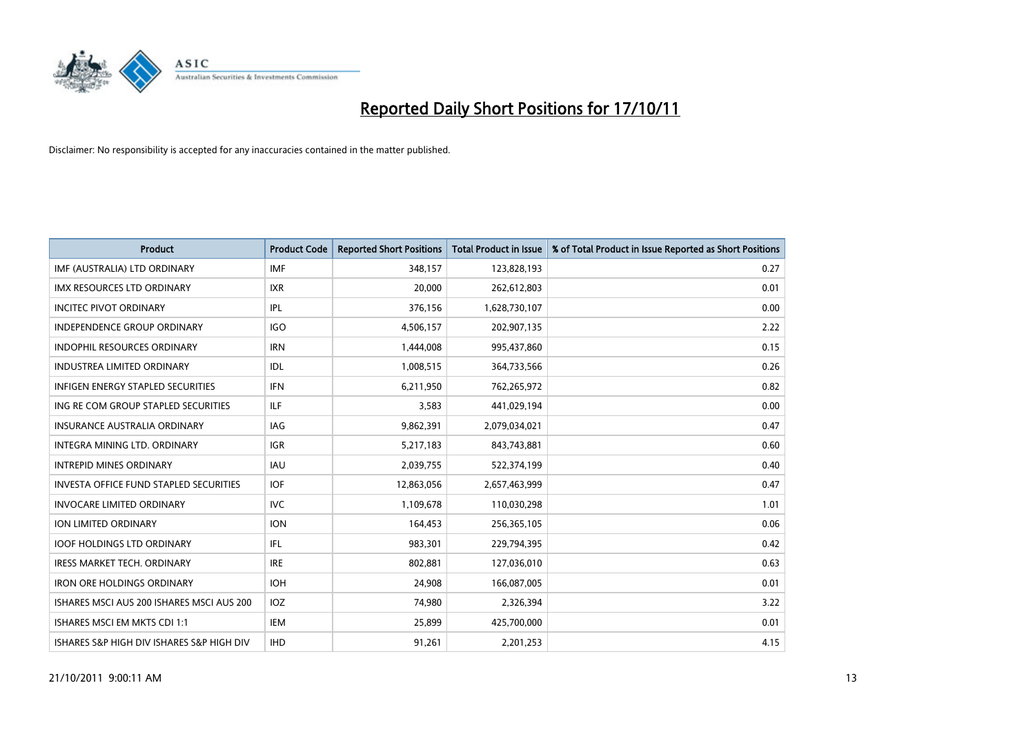# Reported Daily Short Positions for 17/10/11

Disclaimer: No responsibility is accepted for any inaccuracies contained in the matter published.

| Product | Product Code | Reported Short Positions | Total Product in Issue | % of Total Product in Issue Reported as Short Positions |
|---|---|---|---|---|
| IMF (AUSTRALIA) LTD ORDINARY | IMF | 348,157 | 123,828,193 | 0.27 |
| IMX RESOURCES LTD ORDINARY | IXR | 20,000 | 262,612,803 | 0.01 |
| INCITEC PIVOT ORDINARY | IPL | 376,156 | 1,628,730,107 | 0.00 |
| INDEPENDENCE GROUP ORDINARY | IGO | 4,506,157 | 202,907,135 | 2.22 |
| INDOPHIL RESOURCES ORDINARY | IRN | 1,444,008 | 995,437,860 | 0.15 |
| INDUSTREA LIMITED ORDINARY | IDL | 1,008,515 | 364,733,566 | 0.26 |
| INFIGEN ENERGY STAPLED SECURITIES | IFN | 6,211,950 | 762,265,972 | 0.82 |
| ING RE COM GROUP STAPLED SECURITIES | ILF | 3,583 | 441,029,194 | 0.00 |
| INSURANCE AUSTRALIA ORDINARY | IAG | 9,862,391 | 2,079,034,021 | 0.47 |
| INTEGRA MINING LTD. ORDINARY | IGR | 5,217,183 | 843,743,881 | 0.60 |
| INTREPID MINES ORDINARY | IAU | 2,039,755 | 522,374,199 | 0.40 |
| INVESTA OFFICE FUND STAPLED SECURITIES | IOF | 12,863,056 | 2,657,463,999 | 0.47 |
| INVOCARE LIMITED ORDINARY | IVC | 1,109,678 | 110,030,298 | 1.01 |
| ION LIMITED ORDINARY | ION | 164,453 | 256,365,105 | 0.06 |
| IOOF HOLDINGS LTD ORDINARY | IFL | 983,301 | 229,794,395 | 0.42 |
| IRESS MARKET TECH. ORDINARY | IRE | 802,881 | 127,036,010 | 0.63 |
| IRON ORE HOLDINGS ORDINARY | IOH | 24,908 | 166,087,005 | 0.01 |
| ISHARES MSCI AUS 200 ISHARES MSCI AUS 200 | IOZ | 74,980 | 2,326,394 | 3.22 |
| ISHARES MSCI EM MKTS CDI 1:1 | IEM | 25,899 | 425,700,000 | 0.01 |
| ISHARES S&P HIGH DIV ISHARES S&P HIGH DIV | IHD | 91,261 | 2,201,253 | 4.15 |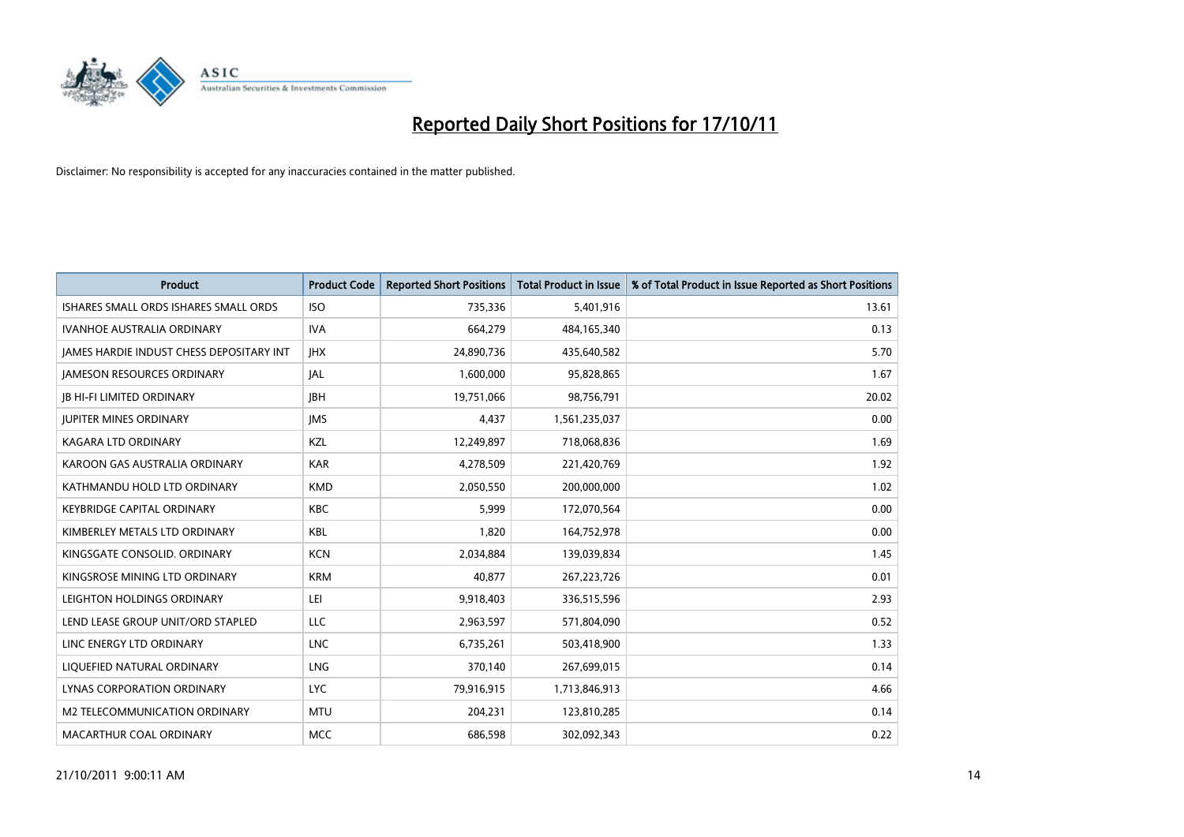# Reported Daily Short Positions for 17/10/11

Disclaimer: No responsibility is accepted for any inaccuracies contained in the matter published.

| Product | Product Code | Reported Short Positions | Total Product in Issue | % of Total Product in Issue Reported as Short Positions |
| --- | --- | --- | --- | --- |
| ISHARES SMALL ORDS ISHARES SMALL ORDS | ISO | 735,336 | 5,401,916 | 13.61 |
| IVANHOE AUSTRALIA ORDINARY | IVA | 664,279 | 484,165,340 | 0.13 |
| JAMES HARDIE INDUST CHESS DEPOSITARY INT | JHX | 24,890,736 | 435,640,582 | 5.70 |
| JAMESON RESOURCES ORDINARY | JAL | 1,600,000 | 95,828,865 | 1.67 |
| JB HI-FI LIMITED ORDINARY | JBH | 19,751,066 | 98,756,791 | 20.02 |
| JUPITER MINES ORDINARY | JMS | 4,437 | 1,561,235,037 | 0.00 |
| KAGARA LTD ORDINARY | KZL | 12,249,897 | 718,068,836 | 1.69 |
| KAROON GAS AUSTRALIA ORDINARY | KAR | 4,278,509 | 221,420,769 | 1.92 |
| KATHMANDU HOLD LTD ORDINARY | KMD | 2,050,550 | 200,000,000 | 1.02 |
| KEYBRIDGE CAPITAL ORDINARY | KBC | 5,999 | 172,070,564 | 0.00 |
| KIMBERLEY METALS LTD ORDINARY | KBL | 1,820 | 164,752,978 | 0.00 |
| KINGSGATE CONSOLID. ORDINARY | KCN | 2,034,884 | 139,039,834 | 1.45 |
| KINGSROSE MINING LTD ORDINARY | KRM | 40,877 | 267,223,726 | 0.01 |
| LEIGHTON HOLDINGS ORDINARY | LEI | 9,918,403 | 336,515,596 | 2.93 |
| LEND LEASE GROUP UNIT/ORD STAPLED | LLC | 2,963,597 | 571,804,090 | 0.52 |
| LINC ENERGY LTD ORDINARY | LNC | 6,735,261 | 503,418,900 | 1.33 |
| LIQUEFIED NATURAL ORDINARY | LNG | 370,140 | 267,699,015 | 0.14 |
| LYNAS CORPORATION ORDINARY | LYC | 79,916,915 | 1,713,846,913 | 4.66 |
| M2 TELECOMMUNICATION ORDINARY | MTU | 204,231 | 123,810,285 | 0.14 |
| MACARTHUR COAL ORDINARY | MCC | 686,598 | 302,092,343 | 0.22 |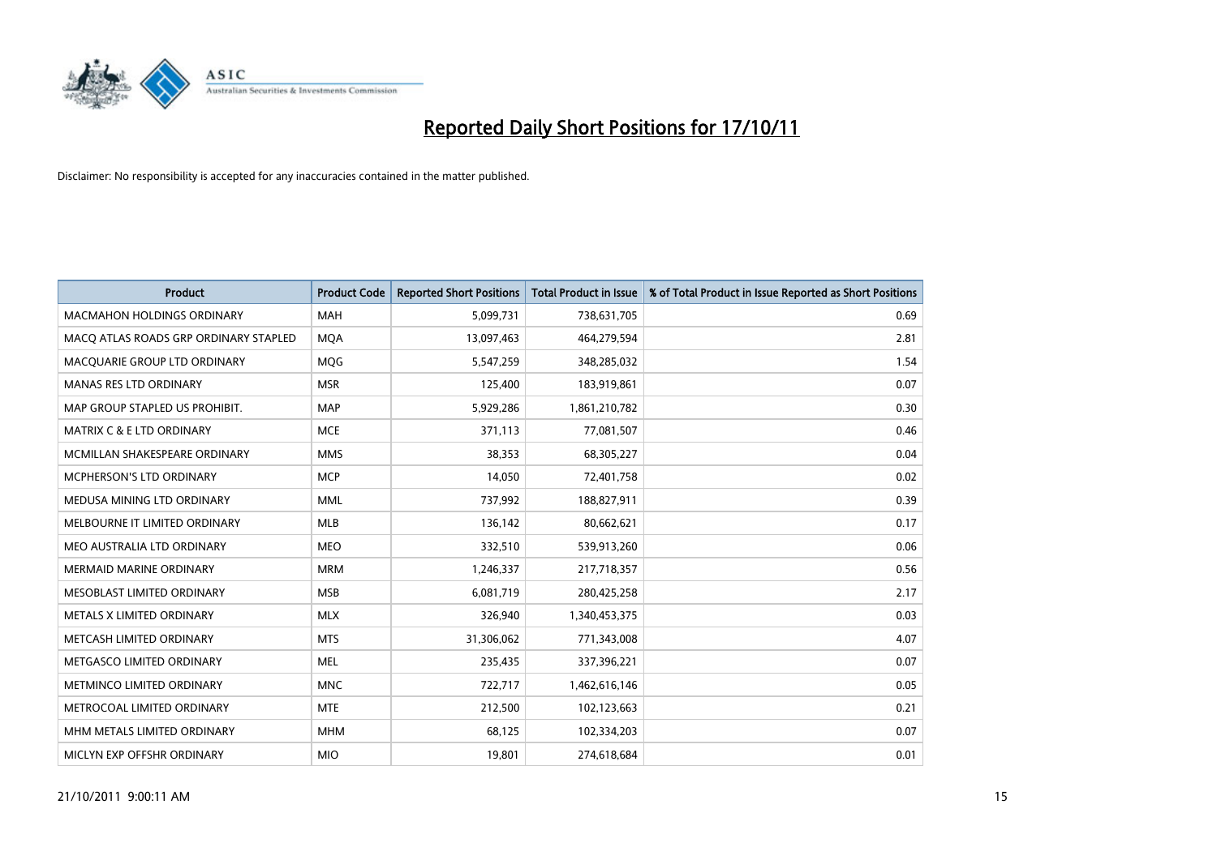# Reported Daily Short Positions for 17/10/11

Disclaimer: No responsibility is accepted for any inaccuracies contained in the matter published.

| Product | Product Code | Reported Short Positions | Total Product in Issue | % of Total Product in Issue Reported as Short Positions |
|---|---|---|---|---|
| MACMAHON HOLDINGS ORDINARY | MAH | 5,099,731 | 738,631,705 | 0.69 |
| MACQ ATLAS ROADS GRP ORDINARY STAPLED | MQA | 13,097,463 | 464,279,594 | 2.81 |
| MACQUARIE GROUP LTD ORDINARY | MQG | 5,547,259 | 348,285,032 | 1.54 |
| MANAS RES LTD ORDINARY | MSR | 125,400 | 183,919,861 | 0.07 |
| MAP GROUP STAPLED US PROHIBIT. | MAP | 5,929,286 | 1,861,210,782 | 0.30 |
| MATRIX C & E LTD ORDINARY | MCE | 371,113 | 77,081,507 | 0.46 |
| MCMILLAN SHAKESPEARE ORDINARY | MMS | 38,353 | 68,305,227 | 0.04 |
| MCPHERSON'S LTD ORDINARY | MCP | 14,050 | 72,401,758 | 0.02 |
| MEDUSA MINING LTD ORDINARY | MML | 737,992 | 188,827,911 | 0.39 |
| MELBOURNE IT LIMITED ORDINARY | MLB | 136,142 | 80,662,621 | 0.17 |
| MEO AUSTRALIA LTD ORDINARY | MEO | 332,510 | 539,913,260 | 0.06 |
| MERMAID MARINE ORDINARY | MRM | 1,246,337 | 217,718,357 | 0.56 |
| MESOBLAST LIMITED ORDINARY | MSB | 6,081,719 | 280,425,258 | 2.17 |
| METALS X LIMITED ORDINARY | MLX | 326,940 | 1,340,453,375 | 0.03 |
| METCASH LIMITED ORDINARY | MTS | 31,306,062 | 771,343,008 | 4.07 |
| METGASCO LIMITED ORDINARY | MEL | 235,435 | 337,396,221 | 0.07 |
| METMINCO LIMITED ORDINARY | MNC | 722,717 | 1,462,616,146 | 0.05 |
| METROCOAL LIMITED ORDINARY | MTE | 212,500 | 102,123,663 | 0.21 |
| MHM METALS LIMITED ORDINARY | MHM | 68,125 | 102,334,203 | 0.07 |
| MICLYN EXP OFFSHR ORDINARY | MIO | 19,801 | 274,618,684 | 0.01 |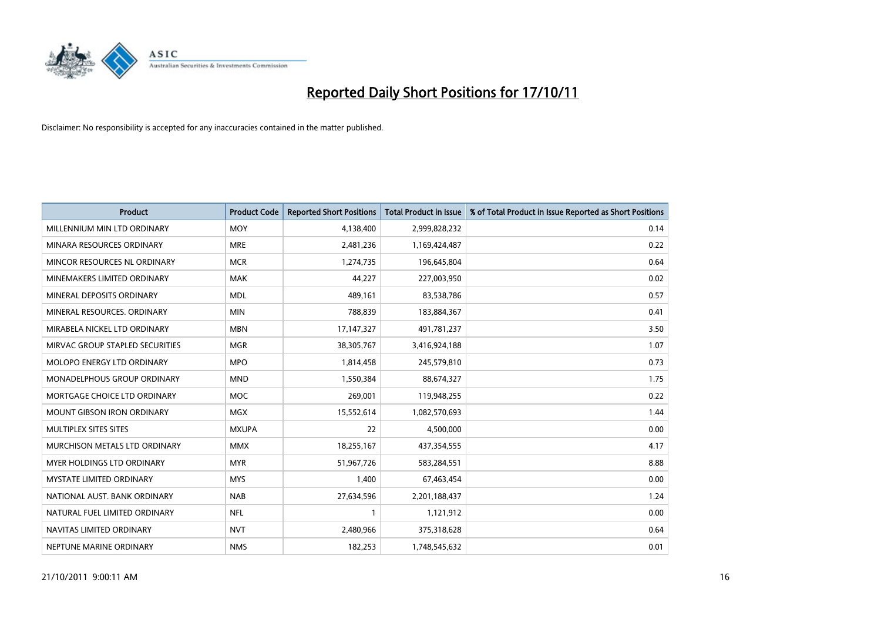# Reported Daily Short Positions for 17/10/11

Disclaimer: No responsibility is accepted for any inaccuracies contained in the matter published.

| Product | Product Code | Reported Short Positions | Total Product in Issue | % of Total Product in Issue Reported as Short Positions |
|---|---|---|---|---|
| MILLENNIUM MIN LTD ORDINARY | MOY | 4,138,400 | 2,999,828,232 | 0.14 |
| MINARA RESOURCES ORDINARY | MRE | 2,481,236 | 1,169,424,487 | 0.22 |
| MINCOR RESOURCES NL ORDINARY | MCR | 1,274,735 | 196,645,804 | 0.64 |
| MINEMAKERS LIMITED ORDINARY | MAK | 44,227 | 227,003,950 | 0.02 |
| MINERAL DEPOSITS ORDINARY | MDL | 489,161 | 83,538,786 | 0.57 |
| MINERAL RESOURCES. ORDINARY | MIN | 788,839 | 183,884,367 | 0.41 |
| MIRABELA NICKEL LTD ORDINARY | MBN | 17,147,327 | 491,781,237 | 3.50 |
| MIRVAC GROUP STAPLED SECURITIES | MGR | 38,305,767 | 3,416,924,188 | 1.07 |
| MOLOPO ENERGY LTD ORDINARY | MPO | 1,814,458 | 245,579,810 | 0.73 |
| MONADELPHOUS GROUP ORDINARY | MND | 1,550,384 | 88,674,327 | 1.75 |
| MORTGAGE CHOICE LTD ORDINARY | MOC | 269,001 | 119,948,255 | 0.22 |
| MOUNT GIBSON IRON ORDINARY | MGX | 15,552,614 | 1,082,570,693 | 1.44 |
| MULTIPLEX SITES SITES | MXUPA | 22 | 4,500,000 | 0.00 |
| MURCHISON METALS LTD ORDINARY | MMX | 18,255,167 | 437,354,555 | 4.17 |
| MYER HOLDINGS LTD ORDINARY | MYR | 51,967,726 | 583,284,551 | 8.88 |
| MYSTATE LIMITED ORDINARY | MYS | 1,400 | 67,463,454 | 0.00 |
| NATIONAL AUST. BANK ORDINARY | NAB | 27,634,596 | 2,201,188,437 | 1.24 |
| NATURAL FUEL LIMITED ORDINARY | NFL | 1 | 1,121,912 | 0.00 |
| NAVITAS LIMITED ORDINARY | NVT | 2,480,966 | 375,318,628 | 0.64 |
| NEPTUNE MARINE ORDINARY | NMS | 182,253 | 1,748,545,632 | 0.01 |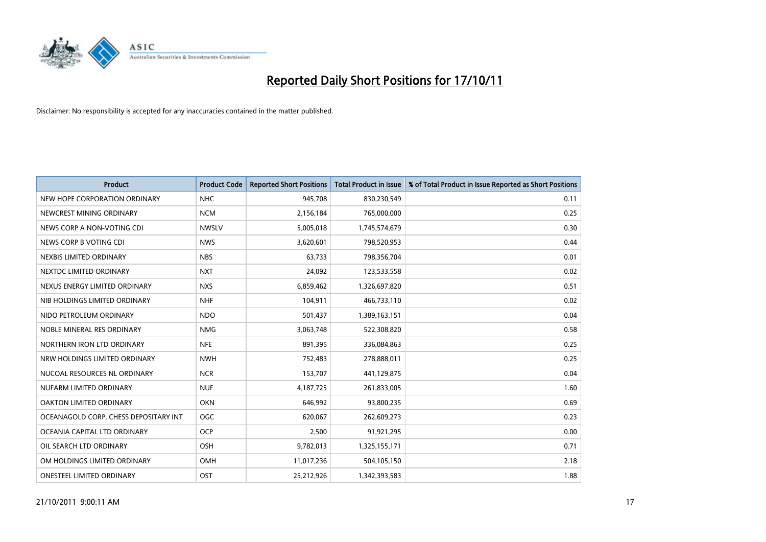# Reported Daily Short Positions for 17/10/11

Disclaimer: No responsibility is accepted for any inaccuracies contained in the matter published.

| Product | Product Code | Reported Short Positions | Total Product in Issue | % of Total Product in Issue Reported as Short Positions |
|---|---|---|---|---|
| NEW HOPE CORPORATION ORDINARY | NHC | 945,708 | 830,230,549 | 0.11 |
| NEWCREST MINING ORDINARY | NCM | 2,156,184 | 765,000,000 | 0.25 |
| NEWS CORP A NON-VOTING CDI | NWSLV | 5,005,018 | 1,745,574,679 | 0.30 |
| NEWS CORP B VOTING CDI | NWS | 3,620,601 | 798,520,953 | 0.44 |
| NEXBIS LIMITED ORDINARY | NBS | 63,733 | 798,356,704 | 0.01 |
| NEXTDC LIMITED ORDINARY | NXT | 24,092 | 123,533,558 | 0.02 |
| NEXUS ENERGY LIMITED ORDINARY | NXS | 6,859,462 | 1,326,697,820 | 0.51 |
| NIB HOLDINGS LIMITED ORDINARY | NHF | 104,911 | 466,733,110 | 0.02 |
| NIDO PETROLEUM ORDINARY | NDO | 501,437 | 1,389,163,151 | 0.04 |
| NOBLE MINERAL RES ORDINARY | NMG | 3,063,748 | 522,308,820 | 0.58 |
| NORTHERN IRON LTD ORDINARY | NFE | 891,395 | 336,084,863 | 0.25 |
| NRW HOLDINGS LIMITED ORDINARY | NWH | 752,483 | 278,888,011 | 0.25 |
| NUCOAL RESOURCES NL ORDINARY | NCR | 153,707 | 441,129,875 | 0.04 |
| NUFARM LIMITED ORDINARY | NUF | 4,187,725 | 261,833,005 | 1.60 |
| OAKTON LIMITED ORDINARY | OKN | 646,992 | 93,800,235 | 0.69 |
| OCEANAGOLD CORP. CHESS DEPOSITARY INT | OGC | 620,067 | 262,609,273 | 0.23 |
| OCEANIA CAPITAL LTD ORDINARY | OCP | 2,500 | 91,921,295 | 0.00 |
| OIL SEARCH LTD ORDINARY | OSH | 9,782,013 | 1,325,155,171 | 0.71 |
| OM HOLDINGS LIMITED ORDINARY | OMH | 11,017,236 | 504,105,150 | 2.18 |
| ONESTEEL LIMITED ORDINARY | OST | 25,212,926 | 1,342,393,583 | 1.88 |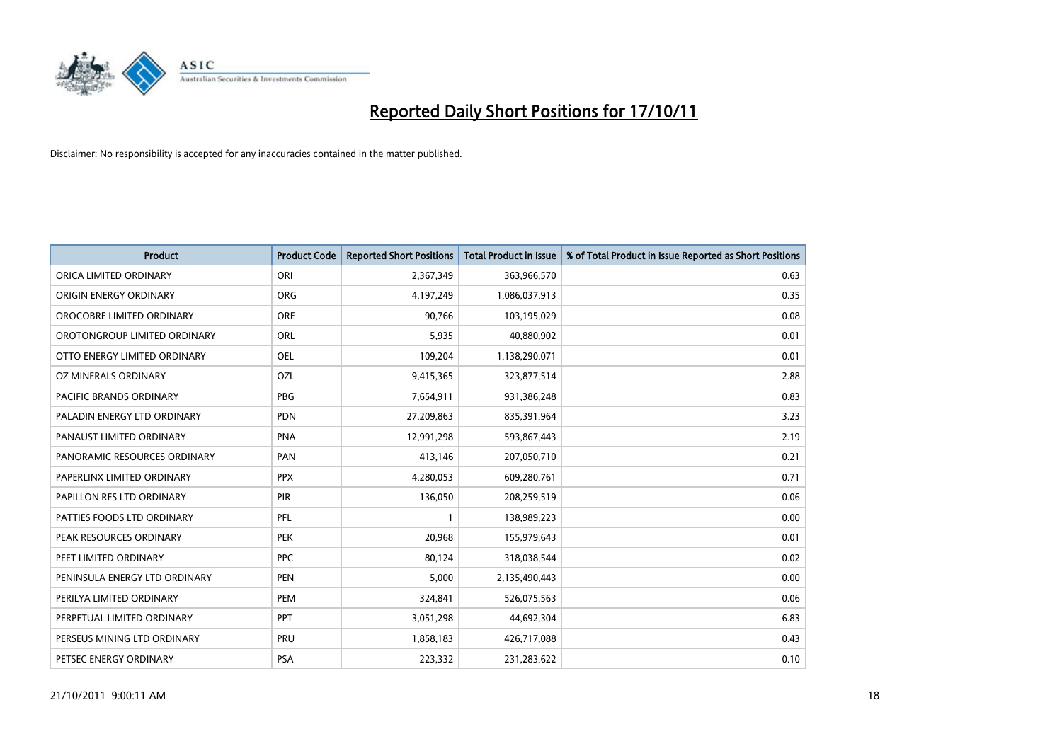# Reported Daily Short Positions for 17/10/11

Disclaimer: No responsibility is accepted for any inaccuracies contained in the matter published.

| Product | Product Code | Reported Short Positions | Total Product in Issue | % of Total Product in Issue Reported as Short Positions |
|---|---|---|---|---|
| ORICA LIMITED ORDINARY | ORI | 2,367,349 | 363,966,570 | 0.63 |
| ORIGIN ENERGY ORDINARY | ORG | 4,197,249 | 1,086,037,913 | 0.35 |
| OROCOBRE LIMITED ORDINARY | ORE | 90,766 | 103,195,029 | 0.08 |
| OROTONGROUP LIMITED ORDINARY | ORL | 5,935 | 40,880,902 | 0.01 |
| OTTO ENERGY LIMITED ORDINARY | OEL | 109,204 | 1,138,290,071 | 0.01 |
| OZ MINERALS ORDINARY | OZL | 9,415,365 | 323,877,514 | 2.88 |
| PACIFIC BRANDS ORDINARY | PBG | 7,654,911 | 931,386,248 | 0.83 |
| PALADIN ENERGY LTD ORDINARY | PDN | 27,209,863 | 835,391,964 | 3.23 |
| PANAUST LIMITED ORDINARY | PNA | 12,991,298 | 593,867,443 | 2.19 |
| PANORAMIC RESOURCES ORDINARY | PAN | 413,146 | 207,050,710 | 0.21 |
| PAPERLINX LIMITED ORDINARY | PPX | 4,280,053 | 609,280,761 | 0.71 |
| PAPILLON RES LTD ORDINARY | PIR | 136,050 | 208,259,519 | 0.06 |
| PATTIES FOODS LTD ORDINARY | PFL | 1 | 138,989,223 | 0.00 |
| PEAK RESOURCES ORDINARY | PEK | 20,968 | 155,979,643 | 0.01 |
| PEET LIMITED ORDINARY | PPC | 80,124 | 318,038,544 | 0.02 |
| PENINSULA ENERGY LTD ORDINARY | PEN | 5,000 | 2,135,490,443 | 0.00 |
| PERILYA LIMITED ORDINARY | PEM | 324,841 | 526,075,563 | 0.06 |
| PERPETUAL LIMITED ORDINARY | PPT | 3,051,298 | 44,692,304 | 6.83 |
| PERSEUS MINING LTD ORDINARY | PRU | 1,858,183 | 426,717,088 | 0.43 |
| PETSEC ENERGY ORDINARY | PSA | 223,332 | 231,283,622 | 0.10 |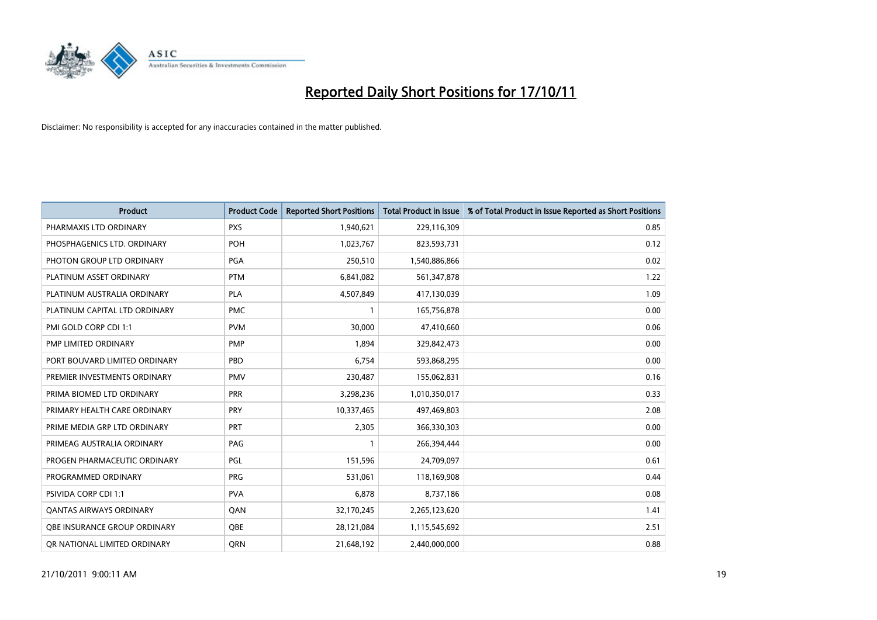# Reported Daily Short Positions for 17/10/11

Disclaimer: No responsibility is accepted for any inaccuracies contained in the matter published.

| Product | Product Code | Reported Short Positions | Total Product in Issue | % of Total Product in Issue Reported as Short Positions |
|---|---|---|---|---|
| PHARMAXIS LTD ORDINARY | PXS | 1,940,621 | 229,116,309 | 0.85 |
| PHOSPHAGENICS LTD. ORDINARY | POH | 1,023,767 | 823,593,731 | 0.12 |
| PHOTON GROUP LTD ORDINARY | PGA | 250,510 | 1,540,886,866 | 0.02 |
| PLATINUM ASSET ORDINARY | PTM | 6,841,082 | 561,347,878 | 1.22 |
| PLATINUM AUSTRALIA ORDINARY | PLA | 4,507,849 | 417,130,039 | 1.09 |
| PLATINUM CAPITAL LTD ORDINARY | PMC | 1 | 165,756,878 | 0.00 |
| PMI GOLD CORP CDI 1:1 | PVM | 30,000 | 47,410,660 | 0.06 |
| PMP LIMITED ORDINARY | PMP | 1,894 | 329,842,473 | 0.00 |
| PORT BOUVARD LIMITED ORDINARY | PBD | 6,754 | 593,868,295 | 0.00 |
| PREMIER INVESTMENTS ORDINARY | PMV | 230,487 | 155,062,831 | 0.16 |
| PRIMA BIOMED LTD ORDINARY | PRR | 3,298,236 | 1,010,350,017 | 0.33 |
| PRIMARY HEALTH CARE ORDINARY | PRY | 10,337,465 | 497,469,803 | 2.08 |
| PRIME MEDIA GRP LTD ORDINARY | PRT | 2,305 | 366,330,303 | 0.00 |
| PRIMEAG AUSTRALIA ORDINARY | PAG | 1 | 266,394,444 | 0.00 |
| PROGEN PHARMACEUTIC ORDINARY | PGL | 151,596 | 24,709,097 | 0.61 |
| PROGRAMMED ORDINARY | PRG | 531,061 | 118,169,908 | 0.44 |
| PSIVIDA CORP CDI 1:1 | PVA | 6,878 | 8,737,186 | 0.08 |
| QANTAS AIRWAYS ORDINARY | QAN | 32,170,245 | 2,265,123,620 | 1.41 |
| QBE INSURANCE GROUP ORDINARY | QBE | 28,121,084 | 1,115,545,692 | 2.51 |
| QR NATIONAL LIMITED ORDINARY | QRN | 21,648,192 | 2,440,000,000 | 0.88 |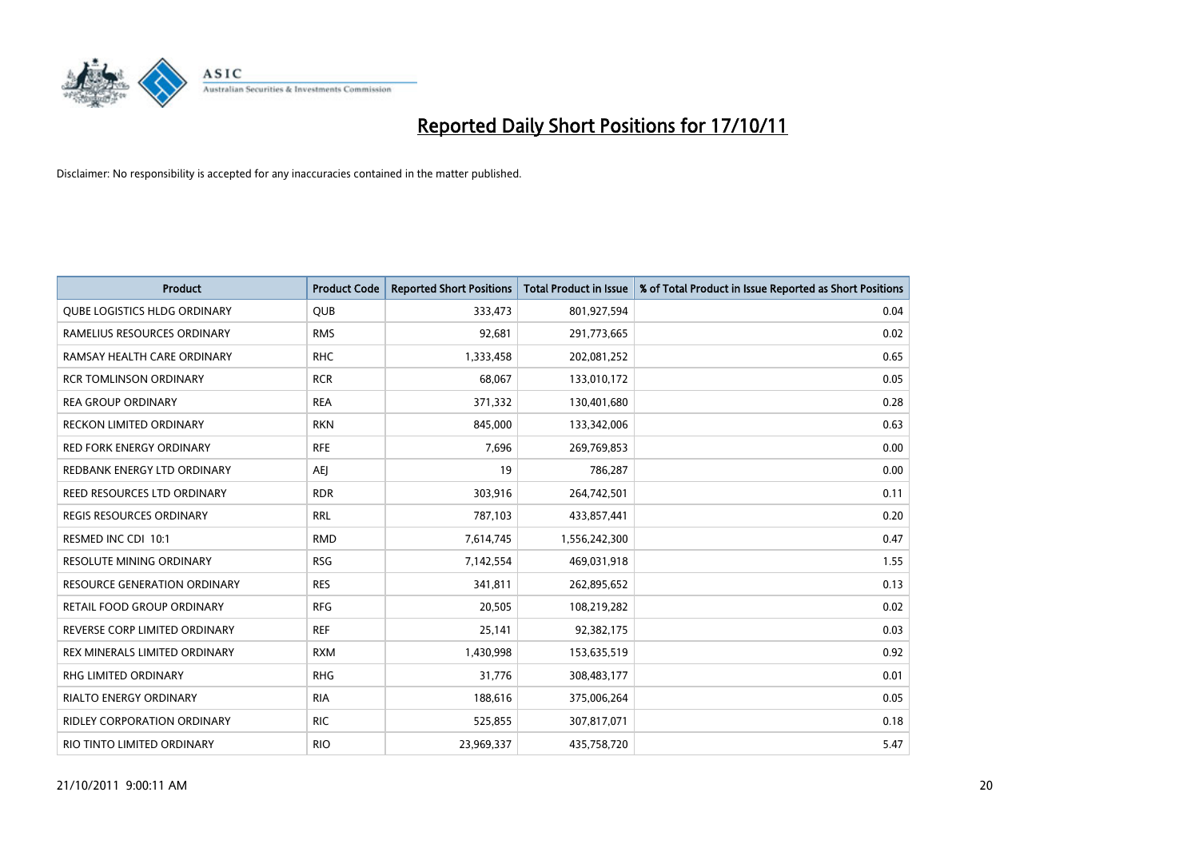# Reported Daily Short Positions for 17/10/11

Disclaimer: No responsibility is accepted for any inaccuracies contained in the matter published.

| Product | Product Code | Reported Short Positions | Total Product in Issue | % of Total Product in Issue Reported as Short Positions |
|---|---|---|---|---|
| QUBE LOGISTICS HLDG ORDINARY | QUB | 333,473 | 801,927,594 | 0.04 |
| RAMELIUS RESOURCES ORDINARY | RMS | 92,681 | 291,773,665 | 0.02 |
| RAMSAY HEALTH CARE ORDINARY | RHC | 1,333,458 | 202,081,252 | 0.65 |
| RCR TOMLINSON ORDINARY | RCR | 68,067 | 133,010,172 | 0.05 |
| REA GROUP ORDINARY | REA | 371,332 | 130,401,680 | 0.28 |
| RECKON LIMITED ORDINARY | RKN | 845,000 | 133,342,006 | 0.63 |
| RED FORK ENERGY ORDINARY | RFE | 7,696 | 269,769,853 | 0.00 |
| REDBANK ENERGY LTD ORDINARY | AEJ | 19 | 786,287 | 0.00 |
| REED RESOURCES LTD ORDINARY | RDR | 303,916 | 264,742,501 | 0.11 |
| REGIS RESOURCES ORDINARY | RRL | 787,103 | 433,857,441 | 0.20 |
| RESMED INC CDI 10:1 | RMD | 7,614,745 | 1,556,242,300 | 0.47 |
| RESOLUTE MINING ORDINARY | RSG | 7,142,554 | 469,031,918 | 1.55 |
| RESOURCE GENERATION ORDINARY | RES | 341,811 | 262,895,652 | 0.13 |
| RETAIL FOOD GROUP ORDINARY | RFG | 20,505 | 108,219,282 | 0.02 |
| REVERSE CORP LIMITED ORDINARY | REF | 25,141 | 92,382,175 | 0.03 |
| REX MINERALS LIMITED ORDINARY | RXM | 1,430,998 | 153,635,519 | 0.92 |
| RHG LIMITED ORDINARY | RHG | 31,776 | 308,483,177 | 0.01 |
| RIALTO ENERGY ORDINARY | RIA | 188,616 | 375,006,264 | 0.05 |
| RIDLEY CORPORATION ORDINARY | RIC | 525,855 | 307,817,071 | 0.18 |
| RIO TINTO LIMITED ORDINARY | RIO | 23,969,337 | 435,758,720 | 5.47 |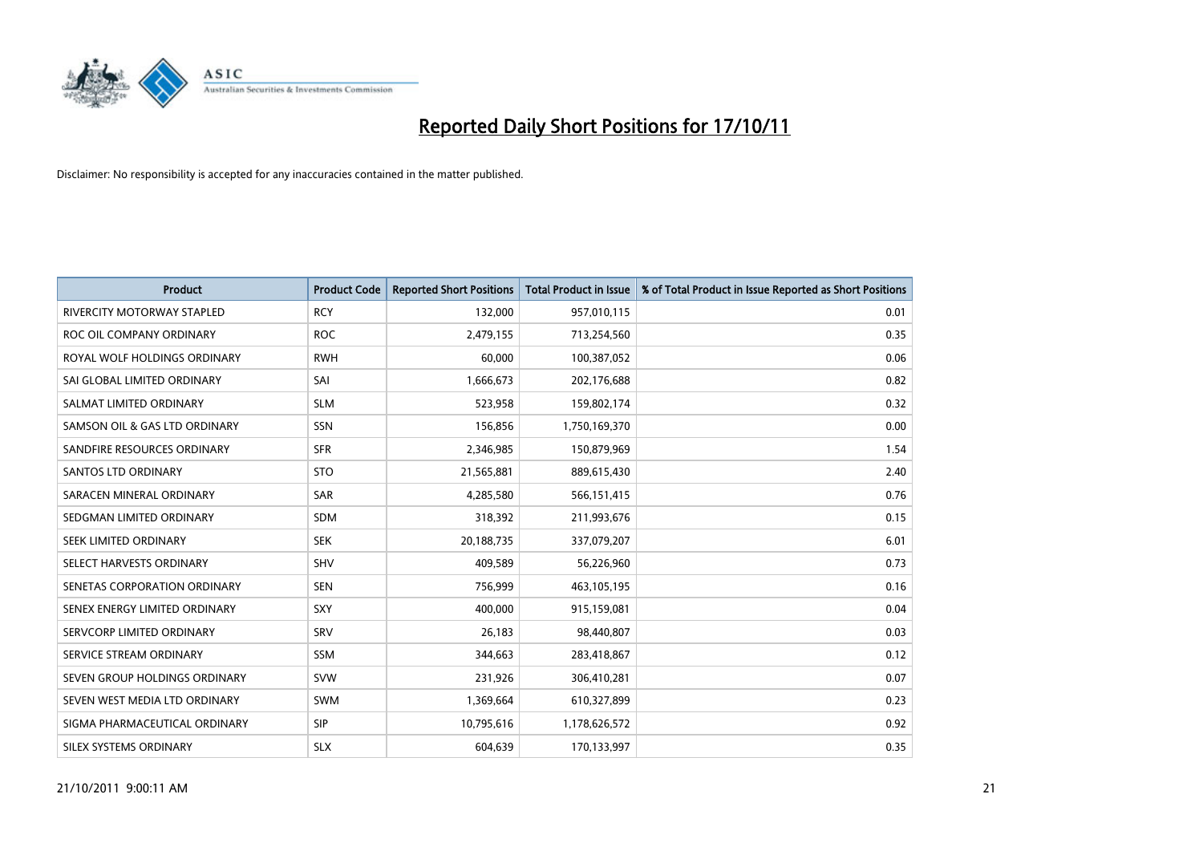# Reported Daily Short Positions for 17/10/11

Disclaimer: No responsibility is accepted for any inaccuracies contained in the matter published.

| Product | Product Code | Reported Short Positions | Total Product in Issue | % of Total Product in Issue Reported as Short Positions |
|---|---|---|---|---|
| RIVERCITY MOTORWAY STAPLED | RCY | 132,000 | 957,010,115 | 0.01 |
| ROC OIL COMPANY ORDINARY | ROC | 2,479,155 | 713,254,560 | 0.35 |
| ROYAL WOLF HOLDINGS ORDINARY | RWH | 60,000 | 100,387,052 | 0.06 |
| SAI GLOBAL LIMITED ORDINARY | SAI | 1,666,673 | 202,176,688 | 0.82 |
| SALMAT LIMITED ORDINARY | SLM | 523,958 | 159,802,174 | 0.32 |
| SAMSON OIL & GAS LTD ORDINARY | SSN | 156,856 | 1,750,169,370 | 0.00 |
| SANDFIRE RESOURCES ORDINARY | SFR | 2,346,985 | 150,879,969 | 1.54 |
| SANTOS LTD ORDINARY | STO | 21,565,881 | 889,615,430 | 2.40 |
| SARACEN MINERAL ORDINARY | SAR | 4,285,580 | 566,151,415 | 0.76 |
| SEDGMAN LIMITED ORDINARY | SDM | 318,392 | 211,993,676 | 0.15 |
| SEEK LIMITED ORDINARY | SEK | 20,188,735 | 337,079,207 | 6.01 |
| SELECT HARVESTS ORDINARY | SHV | 409,589 | 56,226,960 | 0.73 |
| SENETAS CORPORATION ORDINARY | SEN | 756,999 | 463,105,195 | 0.16 |
| SENEX ENERGY LIMITED ORDINARY | SXY | 400,000 | 915,159,081 | 0.04 |
| SERVCORP LIMITED ORDINARY | SRV | 26,183 | 98,440,807 | 0.03 |
| SERVICE STREAM ORDINARY | SSM | 344,663 | 283,418,867 | 0.12 |
| SEVEN GROUP HOLDINGS ORDINARY | SVW | 231,926 | 306,410,281 | 0.07 |
| SEVEN WEST MEDIA LTD ORDINARY | SWM | 1,369,664 | 610,327,899 | 0.23 |
| SIGMA PHARMACEUTICAL ORDINARY | SIP | 10,795,616 | 1,178,626,572 | 0.92 |
| SILEX SYSTEMS ORDINARY | SLX | 604,639 | 170,133,997 | 0.35 |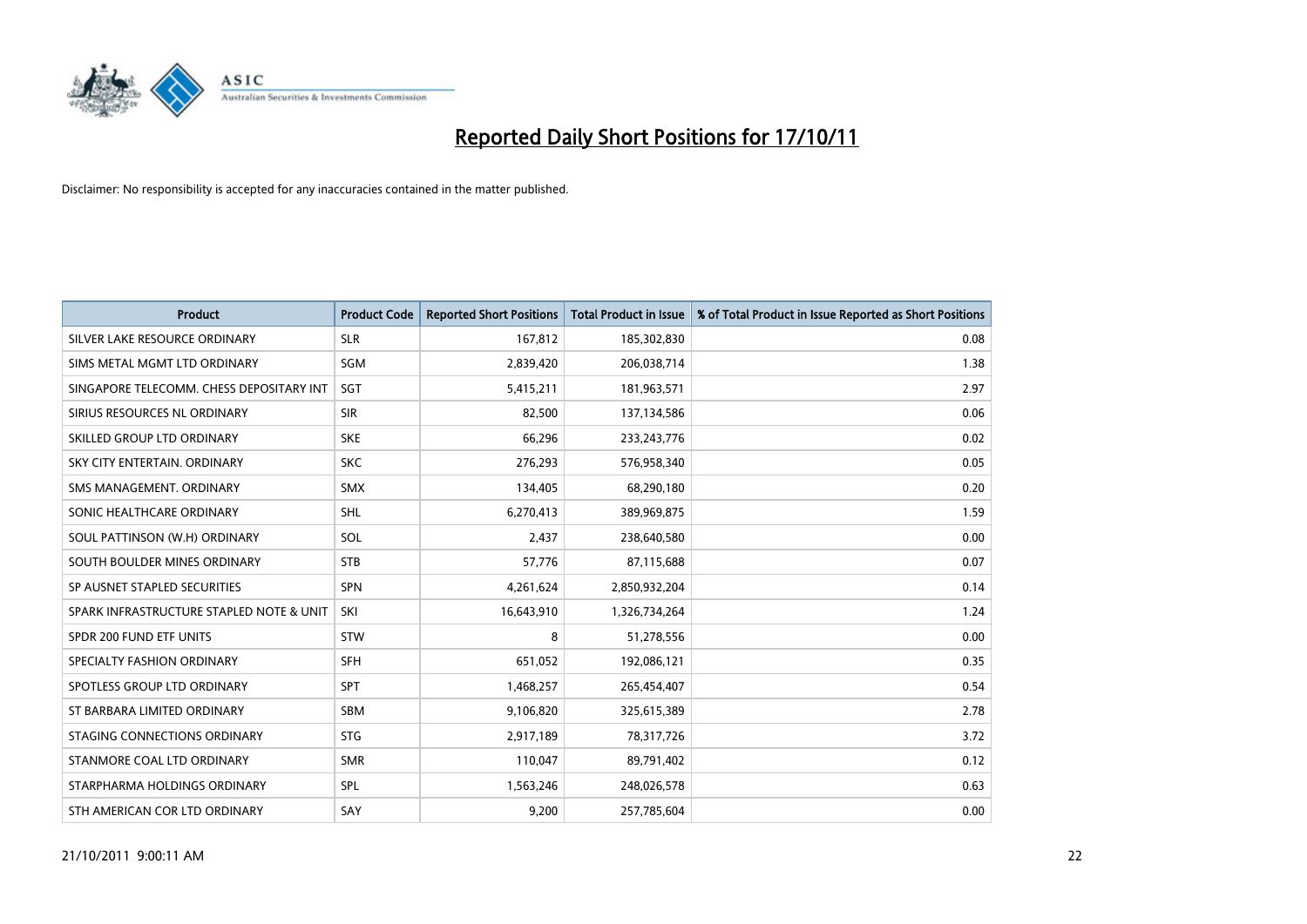# Reported Daily Short Positions for 17/10/11

Disclaimer: No responsibility is accepted for any inaccuracies contained in the matter published.

| Product | Product Code | Reported Short Positions | Total Product in Issue | % of Total Product in Issue Reported as Short Positions |
|---|---|---|---|---|
| SILVER LAKE RESOURCE ORDINARY | SLR | 167,812 | 185,302,830 | 0.08 |
| SIMS METAL MGMT LTD ORDINARY | SGM | 2,839,420 | 206,038,714 | 1.38 |
| SINGAPORE TELECOMM. CHESS DEPOSITARY INT | SGT | 5,415,211 | 181,963,571 | 2.97 |
| SIRIUS RESOURCES NL ORDINARY | SIR | 82,500 | 137,134,586 | 0.06 |
| SKILLED GROUP LTD ORDINARY | SKE | 66,296 | 233,243,776 | 0.02 |
| SKY CITY ENTERTAIN. ORDINARY | SKC | 276,293 | 576,958,340 | 0.05 |
| SMS MANAGEMENT. ORDINARY | SMX | 134,405 | 68,290,180 | 0.20 |
| SONIC HEALTHCARE ORDINARY | SHL | 6,270,413 | 389,969,875 | 1.59 |
| SOUL PATTINSON (W.H) ORDINARY | SOL | 2,437 | 238,640,580 | 0.00 |
| SOUTH BOULDER MINES ORDINARY | STB | 57,776 | 87,115,688 | 0.07 |
| SP AUSNET STAPLED SECURITIES | SPN | 4,261,624 | 2,850,932,204 | 0.14 |
| SPARK INFRASTRUCTURE STAPLED NOTE & UNIT | SKI | 16,643,910 | 1,326,734,264 | 1.24 |
| SPDR 200 FUND ETF UNITS | STW | 8 | 51,278,556 | 0.00 |
| SPECIALTY FASHION ORDINARY | SFH | 651,052 | 192,086,121 | 0.35 |
| SPOTLESS GROUP LTD ORDINARY | SPT | 1,468,257 | 265,454,407 | 0.54 |
| ST BARBARA LIMITED ORDINARY | SBM | 9,106,820 | 325,615,389 | 2.78 |
| STAGING CONNECTIONS ORDINARY | STG | 2,917,189 | 78,317,726 | 3.72 |
| STANMORE COAL LTD ORDINARY | SMR | 110,047 | 89,791,402 | 0.12 |
| STARPHARMA HOLDINGS ORDINARY | SPL | 1,563,246 | 248,026,578 | 0.63 |
| STH AMERICAN COR LTD ORDINARY | SAY | 9,200 | 257,785,604 | 0.00 |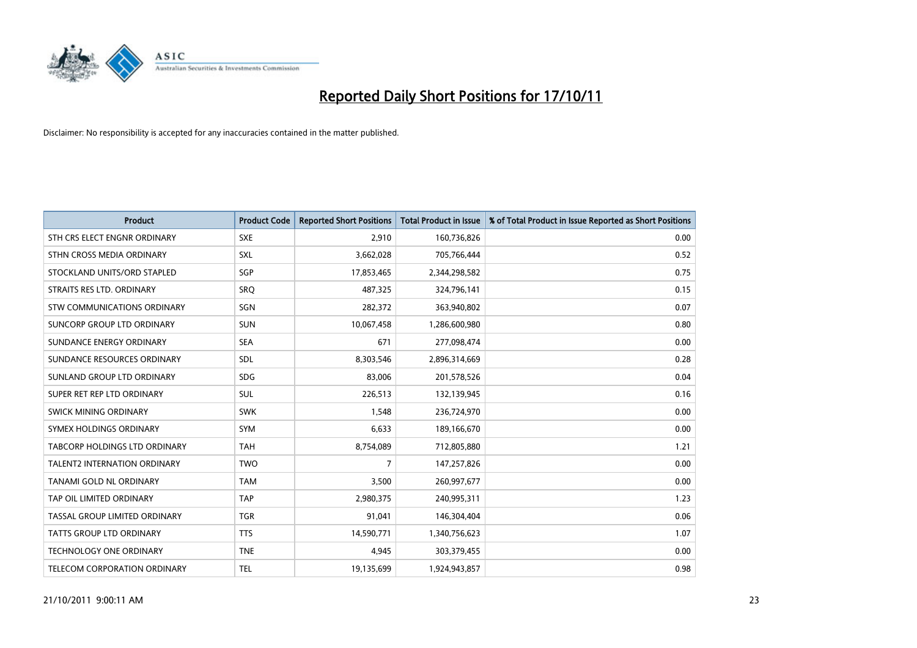# Reported Daily Short Positions for 17/10/11

Disclaimer: No responsibility is accepted for any inaccuracies contained in the matter published.

| Product | Product Code | Reported Short Positions | Total Product in Issue | % of Total Product in Issue Reported as Short Positions |
|---|---|---|---|---|
| STH CRS ELECT ENGNR ORDINARY | SXE | 2,910 | 160,736,826 | 0.00 |
| STHN CROSS MEDIA ORDINARY | SXL | 3,662,028 | 705,766,444 | 0.52 |
| STOCKLAND UNITS/ORD STAPLED | SGP | 17,853,465 | 2,344,298,582 | 0.75 |
| STRAITS RES LTD. ORDINARY | SRQ | 487,325 | 324,796,141 | 0.15 |
| STW COMMUNICATIONS ORDINARY | SGN | 282,372 | 363,940,802 | 0.07 |
| SUNCORP GROUP LTD ORDINARY | SUN | 10,067,458 | 1,286,600,980 | 0.80 |
| SUNDANCE ENERGY ORDINARY | SEA | 671 | 277,098,474 | 0.00 |
| SUNDANCE RESOURCES ORDINARY | SDL | 8,303,546 | 2,896,314,669 | 0.28 |
| SUNLAND GROUP LTD ORDINARY | SDG | 83,006 | 201,578,526 | 0.04 |
| SUPER RET REP LTD ORDINARY | SUL | 226,513 | 132,139,945 | 0.16 |
| SWICK MINING ORDINARY | SWK | 1,548 | 236,724,970 | 0.00 |
| SYMEX HOLDINGS ORDINARY | SYM | 6,633 | 189,166,670 | 0.00 |
| TABCORP HOLDINGS LTD ORDINARY | TAH | 8,754,089 | 712,805,880 | 1.21 |
| TALENT2 INTERNATION ORDINARY | TWO | 7 | 147,257,826 | 0.00 |
| TANAMI GOLD NL ORDINARY | TAM | 3,500 | 260,997,677 | 0.00 |
| TAP OIL LIMITED ORDINARY | TAP | 2,980,375 | 240,995,311 | 1.23 |
| TASSAL GROUP LIMITED ORDINARY | TGR | 91,041 | 146,304,404 | 0.06 |
| TATTS GROUP LTD ORDINARY | TTS | 14,590,771 | 1,340,756,623 | 1.07 |
| TECHNOLOGY ONE ORDINARY | TNE | 4,945 | 303,379,455 | 0.00 |
| TELECOM CORPORATION ORDINARY | TEL | 19,135,699 | 1,924,943,857 | 0.98 |

21/10/2011 9:00:11 AM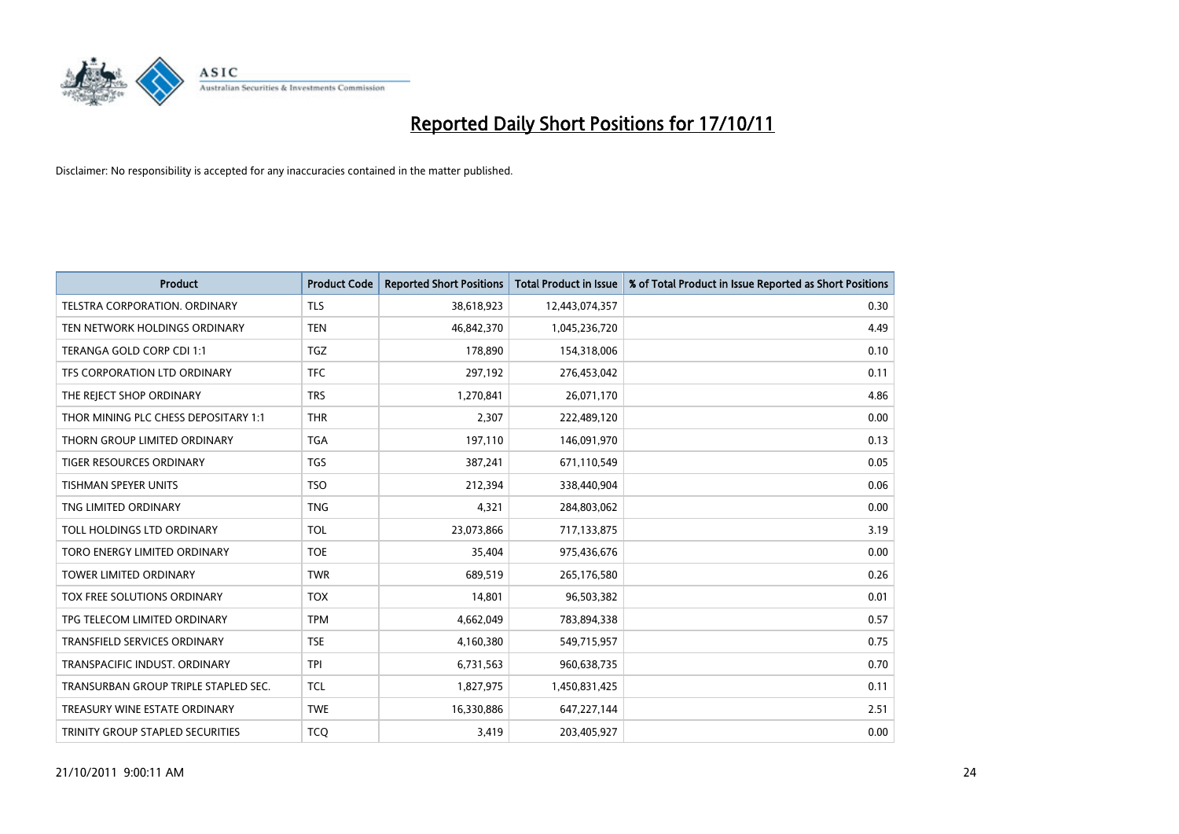# Reported Daily Short Positions for 17/10/11

Disclaimer: No responsibility is accepted for any inaccuracies contained in the matter published.

| Product | Product Code | Reported Short Positions | Total Product in Issue | % of Total Product in Issue Reported as Short Positions |
|---|---|---|---|---|
| TELSTRA CORPORATION. ORDINARY | TLS | 38,618,923 | 12,443,074,357 | 0.30 |
| TEN NETWORK HOLDINGS ORDINARY | TEN | 46,842,370 | 1,045,236,720 | 4.49 |
| TERANGA GOLD CORP CDI 1:1 | TGZ | 178,890 | 154,318,006 | 0.10 |
| TFS CORPORATION LTD ORDINARY | TFC | 297,192 | 276,453,042 | 0.11 |
| THE REJECT SHOP ORDINARY | TRS | 1,270,841 | 26,071,170 | 4.86 |
| THOR MINING PLC CHESS DEPOSITARY 1:1 | THR | 2,307 | 222,489,120 | 0.00 |
| THORN GROUP LIMITED ORDINARY | TGA | 197,110 | 146,091,970 | 0.13 |
| TIGER RESOURCES ORDINARY | TGS | 387,241 | 671,110,549 | 0.05 |
| TISHMAN SPEYER UNITS | TSO | 212,394 | 338,440,904 | 0.06 |
| TNG LIMITED ORDINARY | TNG | 4,321 | 284,803,062 | 0.00 |
| TOLL HOLDINGS LTD ORDINARY | TOL | 23,073,866 | 717,133,875 | 3.19 |
| TORO ENERGY LIMITED ORDINARY | TOE | 35,404 | 975,436,676 | 0.00 |
| TOWER LIMITED ORDINARY | TWR | 689,519 | 265,176,580 | 0.26 |
| TOX FREE SOLUTIONS ORDINARY | TOX | 14,801 | 96,503,382 | 0.01 |
| TPG TELECOM LIMITED ORDINARY | TPM | 4,662,049 | 783,894,338 | 0.57 |
| TRANSFIELD SERVICES ORDINARY | TSE | 4,160,380 | 549,715,957 | 0.75 |
| TRANSPACIFIC INDUST. ORDINARY | TPI | 6,731,563 | 960,638,735 | 0.70 |
| TRANSURBAN GROUP TRIPLE STAPLED SEC. | TCL | 1,827,975 | 1,450,831,425 | 0.11 |
| TREASURY WINE ESTATE ORDINARY | TWE | 16,330,886 | 647,227,144 | 2.51 |
| TRINITY GROUP STAPLED SECURITIES | TCQ | 3,419 | 203,405,927 | 0.00 |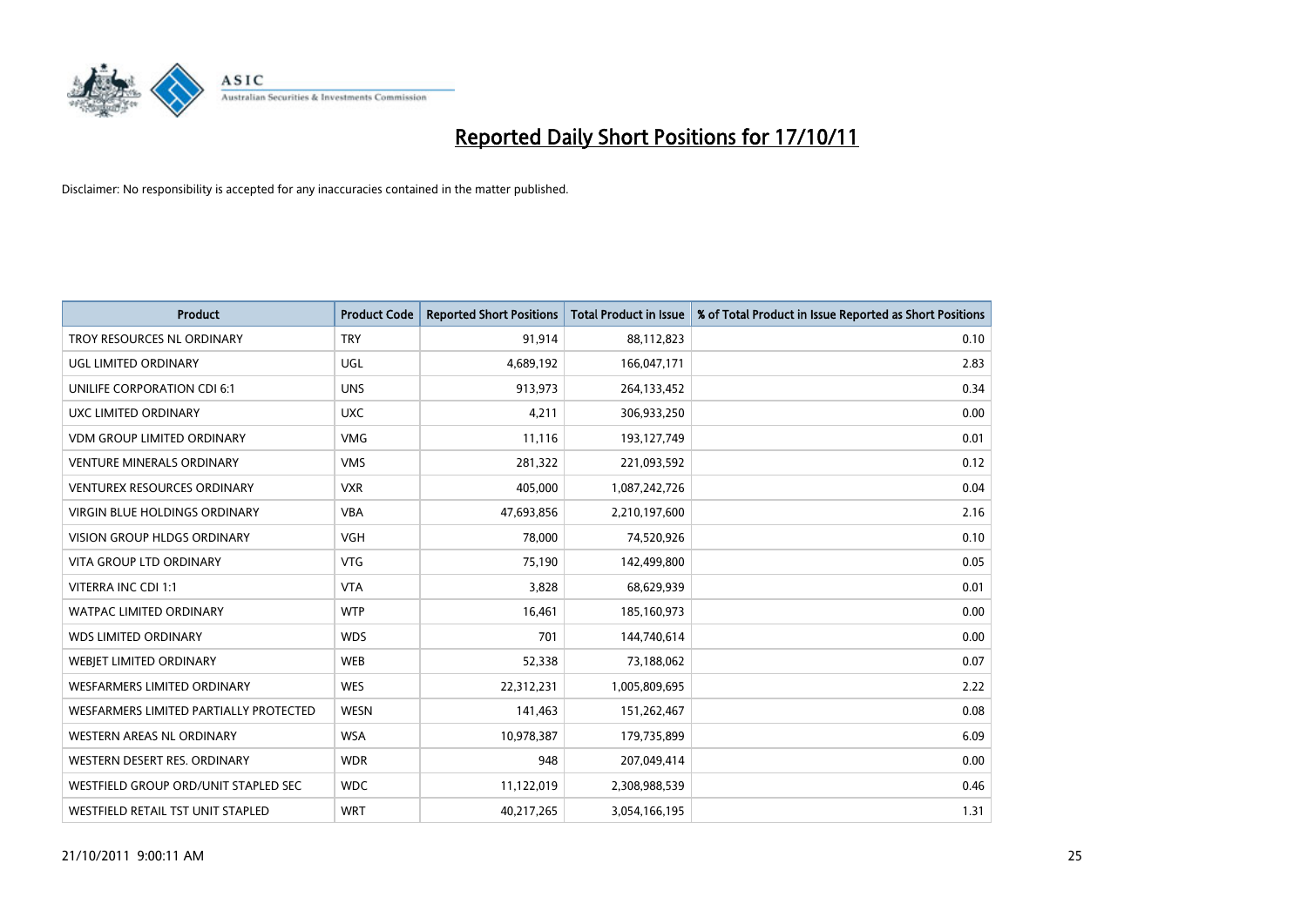# Reported Daily Short Positions for 17/10/11

Disclaimer: No responsibility is accepted for any inaccuracies contained in the matter published.

| Product | Product Code | Reported Short Positions | Total Product in Issue | % of Total Product in Issue Reported as Short Positions |
|---|---|---|---|---|
| TROY RESOURCES NL ORDINARY | TRY | 91,914 | 88,112,823 | 0.10 |
| UGL LIMITED ORDINARY | UGL | 4,689,192 | 166,047,171 | 2.83 |
| UNILIFE CORPORATION CDI 6:1 | UNS | 913,973 | 264,133,452 | 0.34 |
| UXC LIMITED ORDINARY | UXC | 4,211 | 306,933,250 | 0.00 |
| VDM GROUP LIMITED ORDINARY | VMG | 11,116 | 193,127,749 | 0.01 |
| VENTURE MINERALS ORDINARY | VMS | 281,322 | 221,093,592 | 0.12 |
| VENTUREX RESOURCES ORDINARY | VXR | 405,000 | 1,087,242,726 | 0.04 |
| VIRGIN BLUE HOLDINGS ORDINARY | VBA | 47,693,856 | 2,210,197,600 | 2.16 |
| VISION GROUP HLDGS ORDINARY | VGH | 78,000 | 74,520,926 | 0.10 |
| VITA GROUP LTD ORDINARY | VTG | 75,190 | 142,499,800 | 0.05 |
| VITERRA INC CDI 1:1 | VTA | 3,828 | 68,629,939 | 0.01 |
| WATPAC LIMITED ORDINARY | WTP | 16,461 | 185,160,973 | 0.00 |
| WDS LIMITED ORDINARY | WDS | 701 | 144,740,614 | 0.00 |
| WEBJET LIMITED ORDINARY | WEB | 52,338 | 73,188,062 | 0.07 |
| WESFARMERS LIMITED ORDINARY | WES | 22,312,231 | 1,005,809,695 | 2.22 |
| WESFARMERS LIMITED PARTIALLY PROTECTED | WESN | 141,463 | 151,262,467 | 0.08 |
| WESTERN AREAS NL ORDINARY | WSA | 10,978,387 | 179,735,899 | 6.09 |
| WESTERN DESERT RES. ORDINARY | WDR | 948 | 207,049,414 | 0.00 |
| WESTFIELD GROUP ORD/UNIT STAPLED SEC | WDC | 11,122,019 | 2,308,988,539 | 0.46 |
| WESTFIELD RETAIL TST UNIT STAPLED | WRT | 40,217,265 | 3,054,166,195 | 1.31 |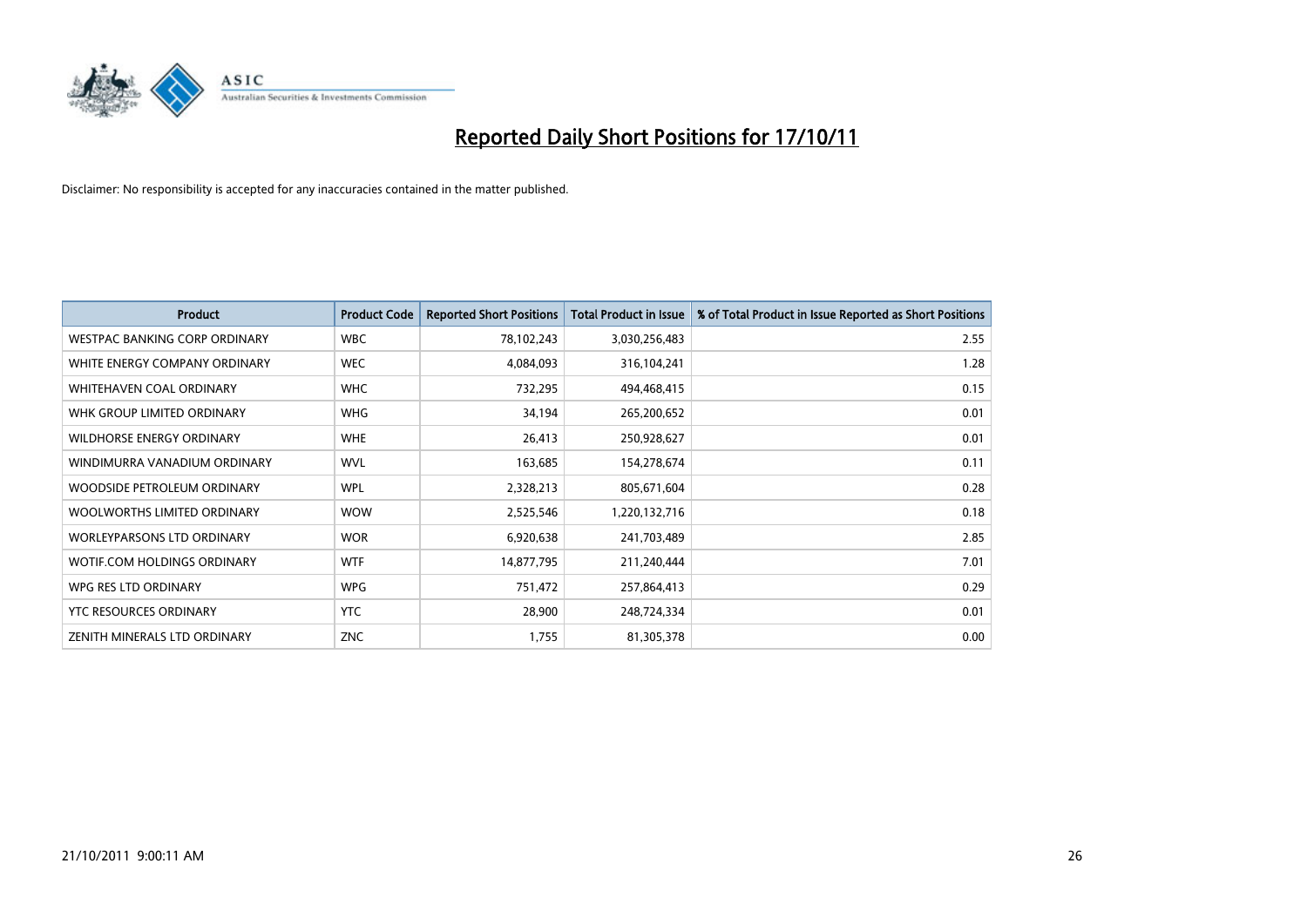# Reported Daily Short Positions for 17/10/11

Disclaimer: No responsibility is accepted for any inaccuracies contained in the matter published.

| Product | Product Code | Reported Short Positions | Total Product in Issue | % of Total Product in Issue Reported as Short Positions |
|---|---|---|---|---|
| WESTPAC BANKING CORP ORDINARY | WBC | 78,102,243 | 3,030,256,483 | 2.55 |
| WHITE ENERGY COMPANY ORDINARY | WEC | 4,084,093 | 316,104,241 | 1.28 |
| WHITEHAVEN COAL ORDINARY | WHC | 732,295 | 494,468,415 | 0.15 |
| WHK GROUP LIMITED ORDINARY | WHG | 34,194 | 265,200,652 | 0.01 |
| WILDHORSE ENERGY ORDINARY | WHE | 26,413 | 250,928,627 | 0.01 |
| WINDIMURRA VANADIUM ORDINARY | WVL | 163,685 | 154,278,674 | 0.11 |
| WOODSIDE PETROLEUM ORDINARY | WPL | 2,328,213 | 805,671,604 | 0.28 |
| WOOLWORTHS LIMITED ORDINARY | WOW | 2,525,546 | 1,220,132,716 | 0.18 |
| WORLEYPARSONS LTD ORDINARY | WOR | 6,920,638 | 241,703,489 | 2.85 |
| WOTIF.COM HOLDINGS ORDINARY | WTF | 14,877,795 | 211,240,444 | 7.01 |
| WPG RES LTD ORDINARY | WPG | 751,472 | 257,864,413 | 0.29 |
| YTC RESOURCES ORDINARY | YTC | 28,900 | 248,724,334 | 0.01 |
| ZENITH MINERALS LTD ORDINARY | ZNC | 1,755 | 81,305,378 | 0.00 |